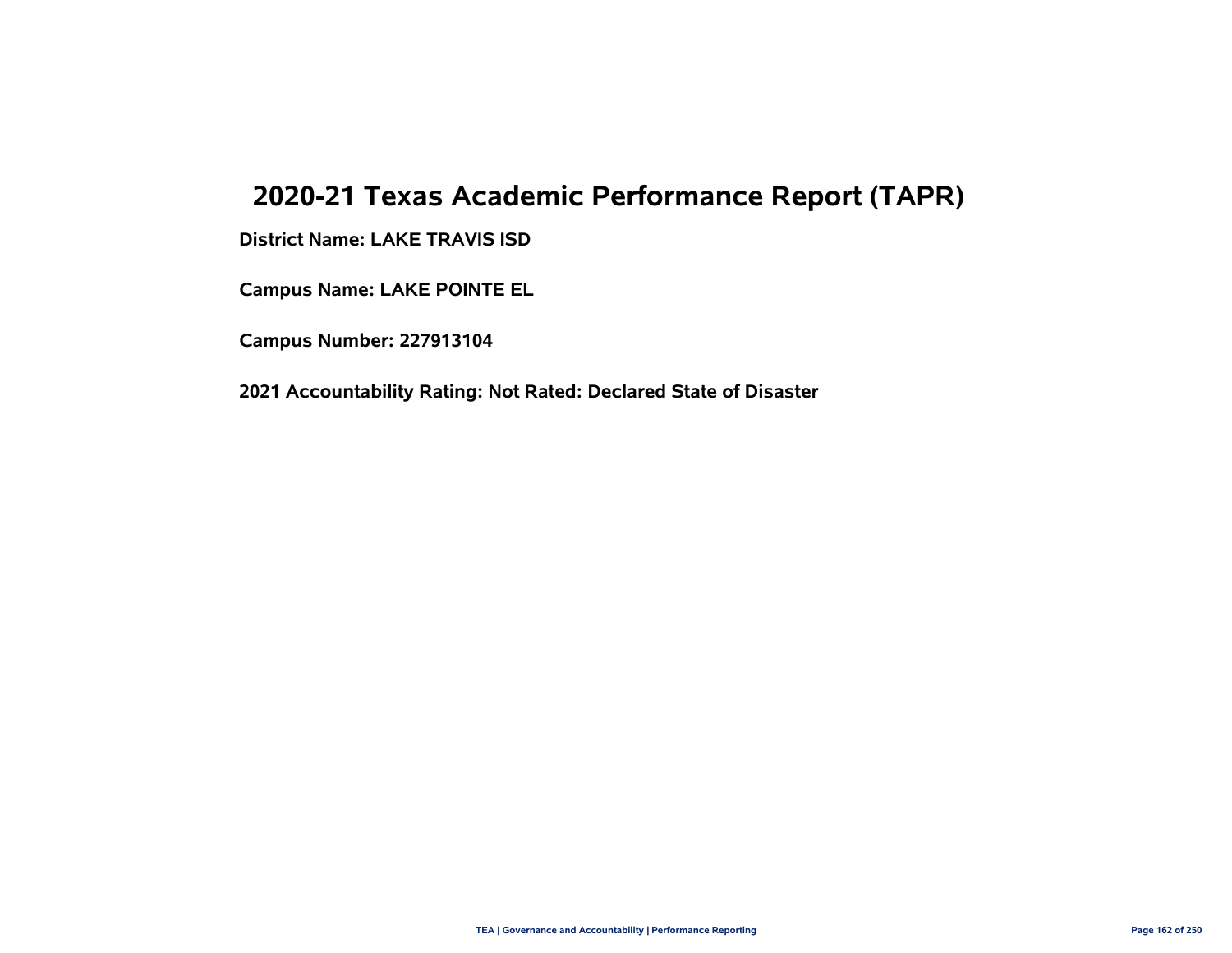# 2020-21 Texas Academic Performance Report (TAPR)

**District Name: LAKE TRAVIS ISD**

**Campus Name: LAKE POINTE EL**

**Campus Number: 227913104**

**2021 Accountability Rating: Not Rated: Declared State of Disaster**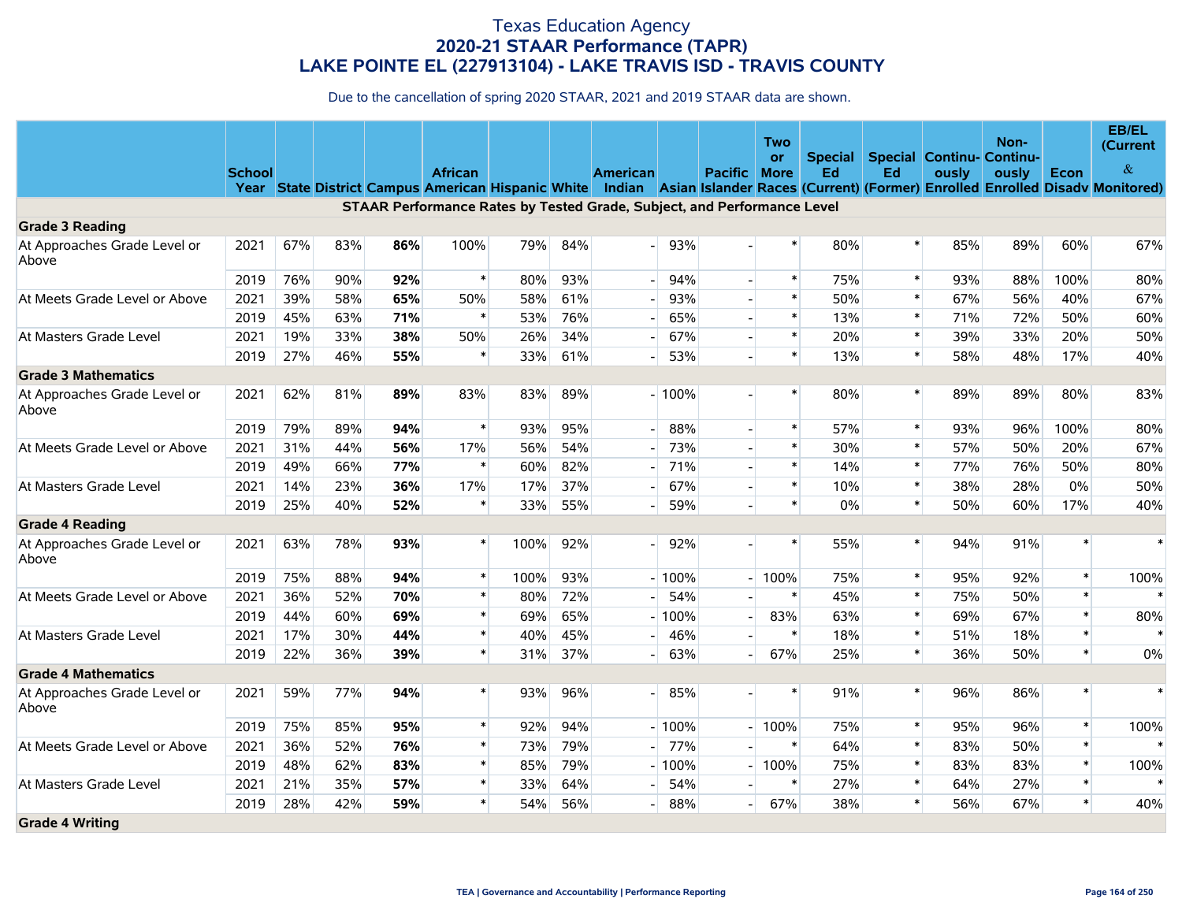# Texas Education Agency
## 2020-21 STAAR Performance (TAPR)
## LAKE POINTE EL (227913104) - LAKE TRAVIS ISD - TRAVIS COUNTY

Due to the cancellation of spring 2020 STAAR, 2021 and 2019 STAAR data are shown.

| | School Year | State | District | Campus | African American | Hispanic | White | American Indian | Asian | Pacific Islander | Two or More Races | Special Ed (Current) | Special Ed (Former) | Continuously Enrolled | Non-Continuously Enrolled | Econ Disadv | EB/EL (Current & Monitored) |
|---|---|---|---|---|---|---|---|---|---|---|---|---|---|---|---|---|---|
| **STAAR Performance Rates by Tested Grade, Subject, and Performance Level** | | | | | | | | | | | | | | | | | |
| **Grade 3 Reading** | | | | | | | | | | | | | | | | | |
| At Approaches Grade Level or Above | 2021 | 67% | 83% | **86%** | 100% | 79% | 84% | - | 93% | - | * | 80% | * | 85% | 89% | 60% | 67% |
| | 2019 | 76% | 90% | **92%** | * | 80% | 93% | - | 94% | - | * | 75% | * | 93% | 88% | 100% | 80% |
| At Meets Grade Level or Above | 2021 | 39% | 58% | **65%** | 50% | 58% | 61% | - | 93% | - | * | 50% | * | 67% | 56% | 40% | 67% |
| | 2019 | 45% | 63% | **71%** | * | 53% | 76% | - | 65% | - | * | 13% | * | 71% | 72% | 50% | 60% |
| At Masters Grade Level | 2021 | 19% | 33% | **38%** | 50% | 26% | 34% | - | 67% | - | * | 20% | * | 39% | 33% | 20% | 50% |
| | 2019 | 27% | 46% | **55%** | * | 33% | 61% | - | 53% | - | * | 13% | * | 58% | 48% | 17% | 40% |
| **Grade 3 Mathematics** | | | | | | | | | | | | | | | | | |
| At Approaches Grade Level or Above | 2021 | 62% | 81% | **89%** | 83% | 83% | 89% | - | 100% | - | * | 80% | * | 89% | 89% | 80% | 83% |
| | 2019 | 79% | 89% | **94%** | * | 93% | 95% | - | 88% | - | * | 57% | * | 93% | 96% | 100% | 80% |
| At Meets Grade Level or Above | 2021 | 31% | 44% | **56%** | 17% | 56% | 54% | - | 73% | - | * | 30% | * | 57% | 50% | 20% | 67% |
| | 2019 | 49% | 66% | **77%** | * | 60% | 82% | - | 71% | - | * | 14% | * | 77% | 76% | 50% | 80% |
| At Masters Grade Level | 2021 | 14% | 23% | **36%** | 17% | 17% | 37% | - | 67% | - | * | 10% | * | 38% | 28% | 0% | 50% |
| | 2019 | 25% | 40% | **52%** | * | 33% | 55% | - | 59% | - | * | 0% | * | 50% | 60% | 17% | 40% |
| **Grade 4 Reading** | | | | | | | | | | | | | | | | | |
| At Approaches Grade Level or Above | 2021 | 63% | 78% | **93%** | * | 100% | 92% | - | 92% | - | * | 55% | * | 94% | 91% | * | * |
| | 2019 | 75% | 88% | **94%** | * | 100% | 93% | - | 100% | - | 100% | 75% | * | 95% | 92% | * | 100% |
| At Meets Grade Level or Above | 2021 | 36% | 52% | **70%** | * | 80% | 72% | - | 54% | - | * | 45% | * | 75% | 50% | * | * |
| | 2019 | 44% | 60% | **69%** | * | 69% | 65% | - | 100% | - | 83% | 63% | * | 69% | 67% | * | 80% |
| At Masters Grade Level | 2021 | 17% | 30% | **44%** | * | 40% | 45% | - | 46% | - | * | 18% | * | 51% | 18% | * | * |
| | 2019 | 22% | 36% | **39%** | * | 31% | 37% | - | 63% | - | 67% | 25% | * | 36% | 50% | * | 0% |
| **Grade 4 Mathematics** | | | | | | | | | | | | | | | | | |
| At Approaches Grade Level or Above | 2021 | 59% | 77% | **94%** | * | 93% | 96% | - | 85% | - | * | 91% | * | 96% | 86% | * | * |
| | 2019 | 75% | 85% | **95%** | * | 92% | 94% | - | 100% | - | 100% | 75% | * | 95% | 96% | * | 100% |
| At Meets Grade Level or Above | 2021 | 36% | 52% | **76%** | * | 73% | 79% | - | 77% | - | * | 64% | * | 83% | 50% | * | * |
| | 2019 | 48% | 62% | **83%** | * | 85% | 79% | - | 100% | - | 100% | 75% | * | 83% | 83% | * | 100% |
| At Masters Grade Level | 2021 | 21% | 35% | **57%** | * | 33% | 64% | - | 54% | - | * | 27% | * | 64% | 27% | * | * |
| | 2019 | 28% | 42% | **59%** | * | 54% | 56% | - | 88% | - | 67% | 38% | * | 56% | 67% | * | 40% |
| **Grade 4 Writing** | | | | | | | | | | | | | | | | | |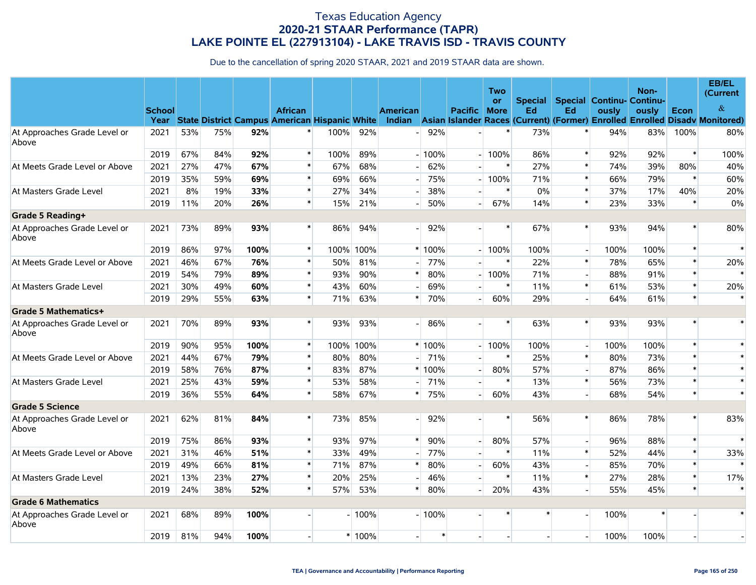# Texas Education Agency
## 2020-21 STAAR Performance (TAPR)
## LAKE POINTE EL (227913104) - LAKE TRAVIS ISD - TRAVIS COUNTY

Due to the cancellation of spring 2020 STAAR, 2021 and 2019 STAAR data are shown.

| | School Year | State | District | Campus | African American | Hispanic | White | American Indian | Asian | Pacific Islander | Two or More Races | Special Ed (Current) | Special Ed (Former) | Continuously Enrolled | Non-Continuously Enrolled | Econ Disadv | EB/EL (Current & Monitored) |
|---|---|---|---|---|---|---|---|---|---|---|---|---|---|---|---|---|---|
| At Approaches Grade Level or Above | 2021 | 53% | 75% | **92%** | * | 100% | 92% | - | 92% | - | * | 73% | * | 94% | 83% | 100% | 80% |
| | 2019 | 67% | 84% | **92%** | * | 100% | 89% | - | 100% | - | 100% | 86% | * | 92% | 92% | * | 100% |
| At Meets Grade Level or Above | 2021 | 27% | 47% | **67%** | * | 67% | 68% | - | 62% | - | * | 27% | * | 74% | 39% | 80% | 40% |
| | 2019 | 35% | 59% | **69%** | * | 69% | 66% | - | 75% | - | 100% | 71% | * | 66% | 79% | * | 60% |
| At Masters Grade Level | 2021 | 8% | 19% | **33%** | * | 27% | 34% | - | 38% | - | * | 0% | * | 37% | 17% | 40% | 20% |
| | 2019 | 11% | 20% | **26%** | * | 15% | 21% | - | 50% | - | 67% | 14% | * | 23% | 33% | * | 0% |
| **Grade 5 Reading+** | | | | | | | | | | | | | | | | | |
| At Approaches Grade Level or Above | 2021 | 73% | 89% | **93%** | * | 86% | 94% | - | 92% | - | * | 67% | * | 93% | 94% | * | 80% |
| | 2019 | 86% | 97% | **100%** | * | 100% | 100% | * | 100% | - | 100% | 100% | - | 100% | 100% | * | * |
| At Meets Grade Level or Above | 2021 | 46% | 67% | **76%** | * | 50% | 81% | - | 77% | - | * | 22% | * | 78% | 65% | * | 20% |
| | 2019 | 54% | 79% | **89%** | * | 93% | 90% | * | 80% | - | 100% | 71% | - | 88% | 91% | * | * |
| At Masters Grade Level | 2021 | 30% | 49% | **60%** | * | 43% | 60% | - | 69% | - | * | 11% | * | 61% | 53% | * | 20% |
| | 2019 | 29% | 55% | **63%** | * | 71% | 63% | * | 70% | - | 60% | 29% | - | 64% | 61% | * | * |
| **Grade 5 Mathematics+** | | | | | | | | | | | | | | | | | |
| At Approaches Grade Level or Above | 2021 | 70% | 89% | **93%** | * | 93% | 93% | - | 86% | - | * | 63% | * | 93% | 93% | * | * |
| | 2019 | 90% | 95% | **100%** | * | 100% | 100% | * | 100% | - | 100% | 100% | - | 100% | 100% | * | * |
| At Meets Grade Level or Above | 2021 | 44% | 67% | **79%** | * | 80% | 80% | - | 71% | - | * | 25% | * | 80% | 73% | * | * |
| | 2019 | 58% | 76% | **87%** | * | 83% | 87% | * | 100% | - | 80% | 57% | - | 87% | 86% | * | * |
| At Masters Grade Level | 2021 | 25% | 43% | **59%** | * | 53% | 58% | - | 71% | - | * | 13% | * | 56% | 73% | * | * |
| | 2019 | 36% | 55% | **64%** | * | 58% | 67% | * | 75% | - | 60% | 43% | - | 68% | 54% | * | * |
| **Grade 5 Science** | | | | | | | | | | | | | | | | | |
| At Approaches Grade Level or Above | 2021 | 62% | 81% | **84%** | * | 73% | 85% | - | 92% | - | * | 56% | * | 86% | 78% | * | 83% |
| | 2019 | 75% | 86% | **93%** | * | 93% | 97% | * | 90% | - | 80% | 57% | - | 96% | 88% | * | * |
| At Meets Grade Level or Above | 2021 | 31% | 46% | **51%** | * | 33% | 49% | - | 77% | - | * | 11% | * | 52% | 44% | * | 33% |
| | 2019 | 49% | 66% | **81%** | * | 71% | 87% | * | 80% | - | 60% | 43% | - | 85% | 70% | * | * |
| At Masters Grade Level | 2021 | 13% | 23% | **27%** | * | 20% | 25% | - | 46% | - | * | 11% | * | 27% | 28% | * | 17% |
| | 2019 | 24% | 38% | **52%** | * | 57% | 53% | * | 80% | - | 20% | 43% | - | 55% | 45% | * | * |
| **Grade 6 Mathematics** | | | | | | | | | | | | | | | | | |
| At Approaches Grade Level or Above | 2021 | 68% | 89% | **100%** | - | - | 100% | - | 100% | - | * | * | - | 100% | * | - | * |
| | 2019 | 81% | 94% | **100%** | - | * | 100% | - | * | - | - | - | - | 100% | 100% | - | - |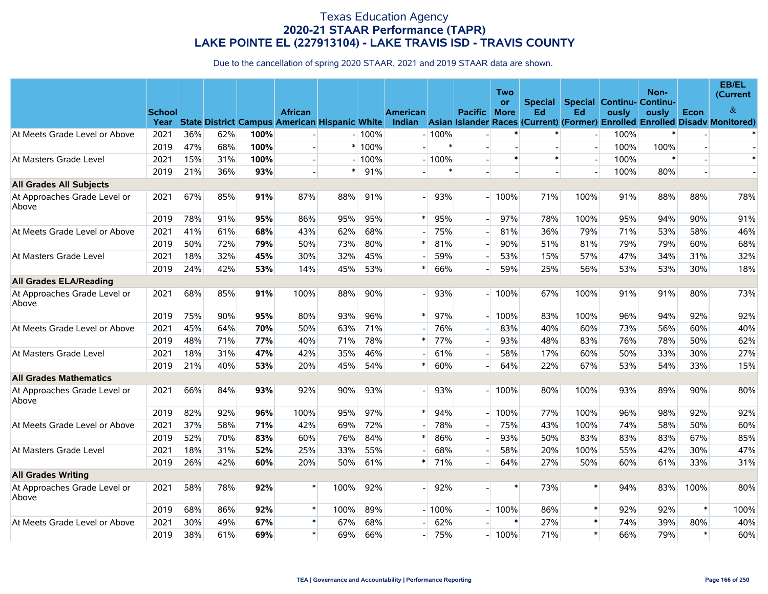# Texas Education Agency
## 2020-21 STAAR Performance (TAPR)
## LAKE POINTE EL (227913104) - LAKE TRAVIS ISD - TRAVIS COUNTY

Due to the cancellation of spring 2020 STAAR, 2021 and 2019 STAAR data are shown.

| | School Year | State | District | Campus | African American | Hispanic | White | American Indian | Asian | Pacific Islander | Two or More Races | Special Ed (Current) | Special Ed (Former) | Continuously Enrolled | Non-Continuously Enrolled | Econ Disadv | EB/EL (Current & Monitored) |
|---|---|---|---|---|---|---|---|---|---|---|---|---|---|---|---|---|---|
| At Meets Grade Level or Above | 2021 | 36% | 62% | **100%** | - | - | 100% | - | 100% | - | * | * | - | 100% | * | - | * |
| | 2019 | 47% | 68% | **100%** | - | * | 100% | - | * | - | - | - | - | 100% | 100% | - | - |
| At Masters Grade Level | 2021 | 15% | 31% | **100%** | - | - | 100% | - | 100% | - | * | * | - | 100% | * | - | * |
| | 2019 | 21% | 36% | **93%** | - | * | 91% | - | * | - | - | - | - | 100% | 80% | - | - |
| **All Grades All Subjects** | | | | | | | | | | | | | | | | | |
| At Approaches Grade Level or Above | 2021 | 67% | 85% | **91%** | 87% | 88% | 91% | - | 93% | - | 100% | 71% | 100% | 91% | 88% | 88% | 78% |
| | 2019 | 78% | 91% | **95%** | 86% | 95% | 95% | * | 95% | - | 97% | 78% | 100% | 95% | 94% | 90% | 91% |
| At Meets Grade Level or Above | 2021 | 41% | 61% | **68%** | 43% | 62% | 68% | - | 75% | - | 81% | 36% | 79% | 71% | 53% | 58% | 46% |
| | 2019 | 50% | 72% | **79%** | 50% | 73% | 80% | * | 81% | - | 90% | 51% | 81% | 79% | 79% | 60% | 68% |
| At Masters Grade Level | 2021 | 18% | 32% | **45%** | 30% | 32% | 45% | - | 59% | - | 53% | 15% | 57% | 47% | 34% | 31% | 32% |
| | 2019 | 24% | 42% | **53%** | 14% | 45% | 53% | * | 66% | - | 59% | 25% | 56% | 53% | 53% | 30% | 18% |
| **All Grades ELA/Reading** | | | | | | | | | | | | | | | | | |
| At Approaches Grade Level or Above | 2021 | 68% | 85% | **91%** | 100% | 88% | 90% | - | 93% | - | 100% | 67% | 100% | 91% | 91% | 80% | 73% |
| | 2019 | 75% | 90% | **95%** | 80% | 93% | 96% | * | 97% | - | 100% | 83% | 100% | 96% | 94% | 92% | 92% |
| At Meets Grade Level or Above | 2021 | 45% | 64% | **70%** | 50% | 63% | 71% | - | 76% | - | 83% | 40% | 60% | 73% | 56% | 60% | 40% |
| | 2019 | 48% | 71% | **77%** | 40% | 71% | 78% | * | 77% | - | 93% | 48% | 83% | 76% | 78% | 50% | 62% |
| At Masters Grade Level | 2021 | 18% | 31% | **47%** | 42% | 35% | 46% | - | 61% | - | 58% | 17% | 60% | 50% | 33% | 30% | 27% |
| | 2019 | 21% | 40% | **53%** | 20% | 45% | 54% | * | 60% | - | 64% | 22% | 67% | 53% | 54% | 33% | 15% |
| **All Grades Mathematics** | | | | | | | | | | | | | | | | | |
| At Approaches Grade Level or Above | 2021 | 66% | 84% | **93%** | 92% | 90% | 93% | - | 93% | - | 100% | 80% | 100% | 93% | 89% | 90% | 80% |
| | 2019 | 82% | 92% | **96%** | 100% | 95% | 97% | * | 94% | - | 100% | 77% | 100% | 96% | 98% | 92% | 92% |
| At Meets Grade Level or Above | 2021 | 37% | 58% | **71%** | 42% | 69% | 72% | - | 78% | - | 75% | 43% | 100% | 74% | 58% | 50% | 60% |
| | 2019 | 52% | 70% | **83%** | 60% | 76% | 84% | * | 86% | - | 93% | 50% | 83% | 83% | 83% | 67% | 85% |
| At Masters Grade Level | 2021 | 18% | 31% | **52%** | 25% | 33% | 55% | - | 68% | - | 58% | 20% | 100% | 55% | 42% | 30% | 47% |
| | 2019 | 26% | 42% | **60%** | 20% | 50% | 61% | * | 71% | - | 64% | 27% | 50% | 60% | 61% | 33% | 31% |
| **All Grades Writing** | | | | | | | | | | | | | | | | | |
| At Approaches Grade Level or Above | 2021 | 58% | 78% | **92%** | * | 100% | 92% | - | 92% | - | * | 73% | * | 94% | 83% | 100% | 80% |
| | 2019 | 68% | 86% | **92%** | * | 100% | 89% | - | 100% | - | 100% | 86% | * | 92% | 92% | * | 100% |
| At Meets Grade Level or Above | 2021 | 30% | 49% | **67%** | * | 67% | 68% | - | 62% | - | * | 27% | * | 74% | 39% | 80% | 40% |
| | 2019 | 38% | 61% | **69%** | * | 69% | 66% | - | 75% | - | 100% | 71% | * | 66% | 79% | * | 60% |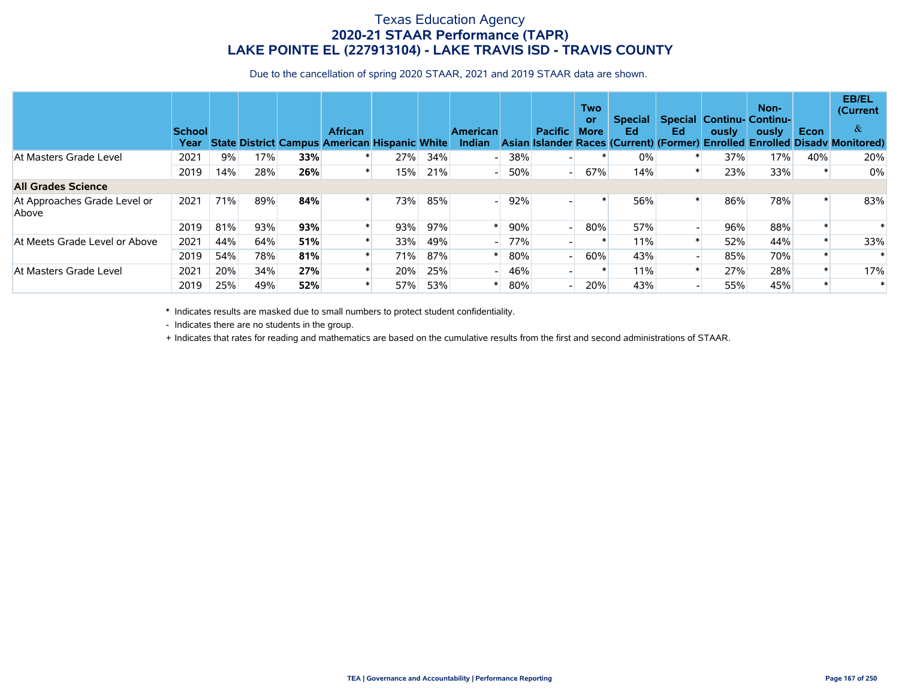# Texas Education Agency
## 2020-21 STAAR Performance (TAPR)
## LAKE POINTE EL (227913104) - LAKE TRAVIS ISD - TRAVIS COUNTY

Due to the cancellation of spring 2020 STAAR, 2021 and 2019 STAAR data are shown.

| | School Year | State | District | Campus | African American | Hispanic | White | American Indian | Asian | Pacific Islander | Two or More Races | Special Ed (Current) | Special Ed (Former) | Continuously Enrolled | Non-Continuously Enrolled | Econ Disadv | EB/EL (Current & Monitored) |
|---|---|---|---|---|---|---|---|---|---|---|---|---|---|---|---|---|---|
| At Masters Grade Level | 2021 | 9% | 17% | **33%** | * | 27% | 34% | - | 38% | - | * | 0% | * | 37% | 17% | 40% | 20% |
| | 2019 | 14% | 28% | **26%** | * | 15% | 21% | - | 50% | - | 67% | 14% | * | 23% | 33% | * | 0% |
| **All Grades Science** | | | | | | | | | | | | | | | | | |
| At Approaches Grade Level or Above | 2021 | 71% | 89% | **84%** | * | 73% | 85% | - | 92% | - | * | 56% | * | 86% | 78% | * | 83% |
| | 2019 | 81% | 93% | **93%** | * | 93% | 97% | * | 90% | - | 80% | 57% | - | 96% | 88% | * | * |
| At Meets Grade Level or Above | 2021 | 44% | 64% | **51%** | * | 33% | 49% | - | 77% | - | * | 11% | * | 52% | 44% | * | 33% |
| | 2019 | 54% | 78% | **81%** | * | 71% | 87% | * | 80% | - | 60% | 43% | - | 85% | 70% | * | * |
| At Masters Grade Level | 2021 | 20% | 34% | **27%** | * | 20% | 25% | - | 46% | - | * | 11% | * | 27% | 28% | * | 17% |
| | 2019 | 25% | 49% | **52%** | * | 57% | 53% | * | 80% | - | 20% | 43% | - | 55% | 45% | * | * |

\* Indicates results are masked due to small numbers to protect student confidentiality.

\- Indicates there are no students in the group.

\+ Indicates that rates for reading and mathematics are based on the cumulative results from the first and second administrations of STAAR.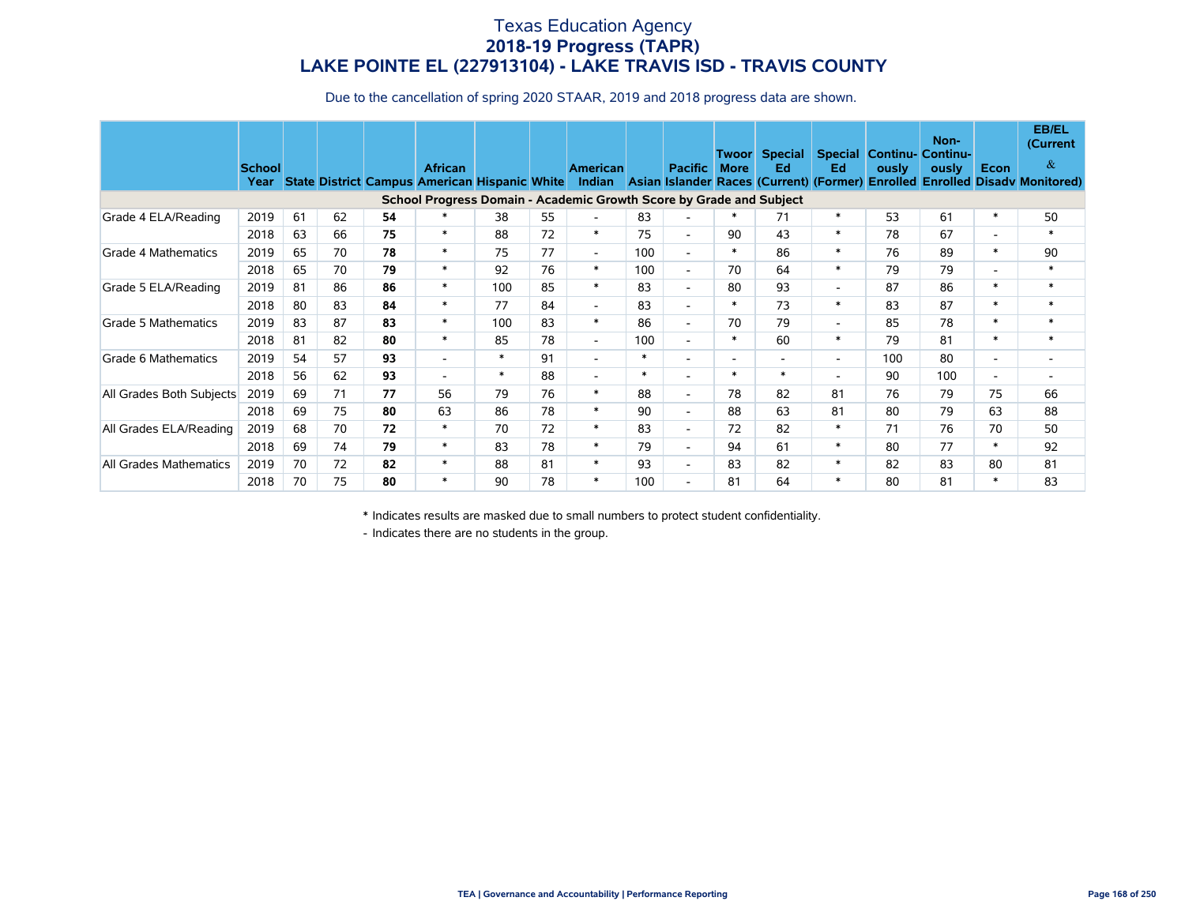# Texas Education Agency
## 2018-19 Progress (TAPR)
## LAKE POINTE EL (227913104) - LAKE TRAVIS ISD - TRAVIS COUNTY

Due to the cancellation of spring 2020 STAAR, 2019 and 2018 progress data are shown.

| | School Year | State | District | Campus | African American | Hispanic | White | American Indian | Asian | Pacific Islander | Two or More Races | Special Ed (Current) | Special Ed (Former) | Continuously Enrolled | Non-Continuously Enrolled | Econ Disadv | EB/EL (Current & Monitored) |
|---|---|---|---|---|---|---|---|---|---|---|---|---|---|---|---|---|---|
| **School Progress Domain - Academic Growth Score by Grade and Subject** | | | | | | | | | | | | | | | | | |
| Grade 4 ELA/Reading | 2019 | 61 | 62 | **54** | * | 38 | 55 | - | 83 | - | * | 71 | * | 53 | 61 | * | 50 |
| | 2018 | 63 | 66 | **75** | * | 88 | 72 | * | 75 | - | 90 | 43 | * | 78 | 67 | - | * |
| Grade 4 Mathematics | 2019 | 65 | 70 | **78** | * | 75 | 77 | - | 100 | - | * | 86 | * | 76 | 89 | * | 90 |
| | 2018 | 65 | 70 | **79** | * | 92 | 76 | * | 100 | - | 70 | 64 | * | 79 | 79 | - | * |
| Grade 5 ELA/Reading | 2019 | 81 | 86 | **86** | * | 100 | 85 | * | 83 | - | 80 | 93 | - | 87 | 86 | * | * |
| | 2018 | 80 | 83 | **84** | * | 77 | 84 | - | 83 | - | * | 73 | * | 83 | 87 | * | * |
| Grade 5 Mathematics | 2019 | 83 | 87 | **83** | * | 100 | 83 | * | 86 | - | 70 | 79 | - | 85 | 78 | * | * |
| | 2018 | 81 | 82 | **80** | * | 85 | 78 | - | 100 | - | * | 60 | * | 79 | 81 | * | * |
| Grade 6 Mathematics | 2019 | 54 | 57 | **93** | - | * | 91 | - | * | - | - | - | - | 100 | 80 | - | - |
| | 2018 | 56 | 62 | **93** | - | * | 88 | - | * | - | * | * | - | 90 | 100 | - | - |
| All Grades Both Subjects | 2019 | 69 | 71 | **77** | 56 | 79 | 76 | * | 88 | - | 78 | 82 | 81 | 76 | 79 | 75 | 66 |
| | 2018 | 69 | 75 | **80** | 63 | 86 | 78 | * | 90 | - | 88 | 63 | 81 | 80 | 79 | 63 | 88 |
| All Grades ELA/Reading | 2019 | 68 | 70 | **72** | * | 70 | 72 | * | 83 | - | 72 | 82 | * | 71 | 76 | 70 | 50 |
| | 2018 | 69 | 74 | **79** | * | 83 | 78 | * | 79 | - | 94 | 61 | * | 80 | 77 | * | 92 |
| All Grades Mathematics | 2019 | 70 | 72 | **82** | * | 88 | 81 | * | 93 | - | 83 | 82 | * | 82 | 83 | 80 | 81 |
| | 2018 | 70 | 75 | **80** | * | 90 | 78 | * | 100 | - | 81 | 64 | * | 80 | 81 | * | 83 |

\* Indicates results are masked due to small numbers to protect student confidentiality.

\- Indicates there are no students in the group.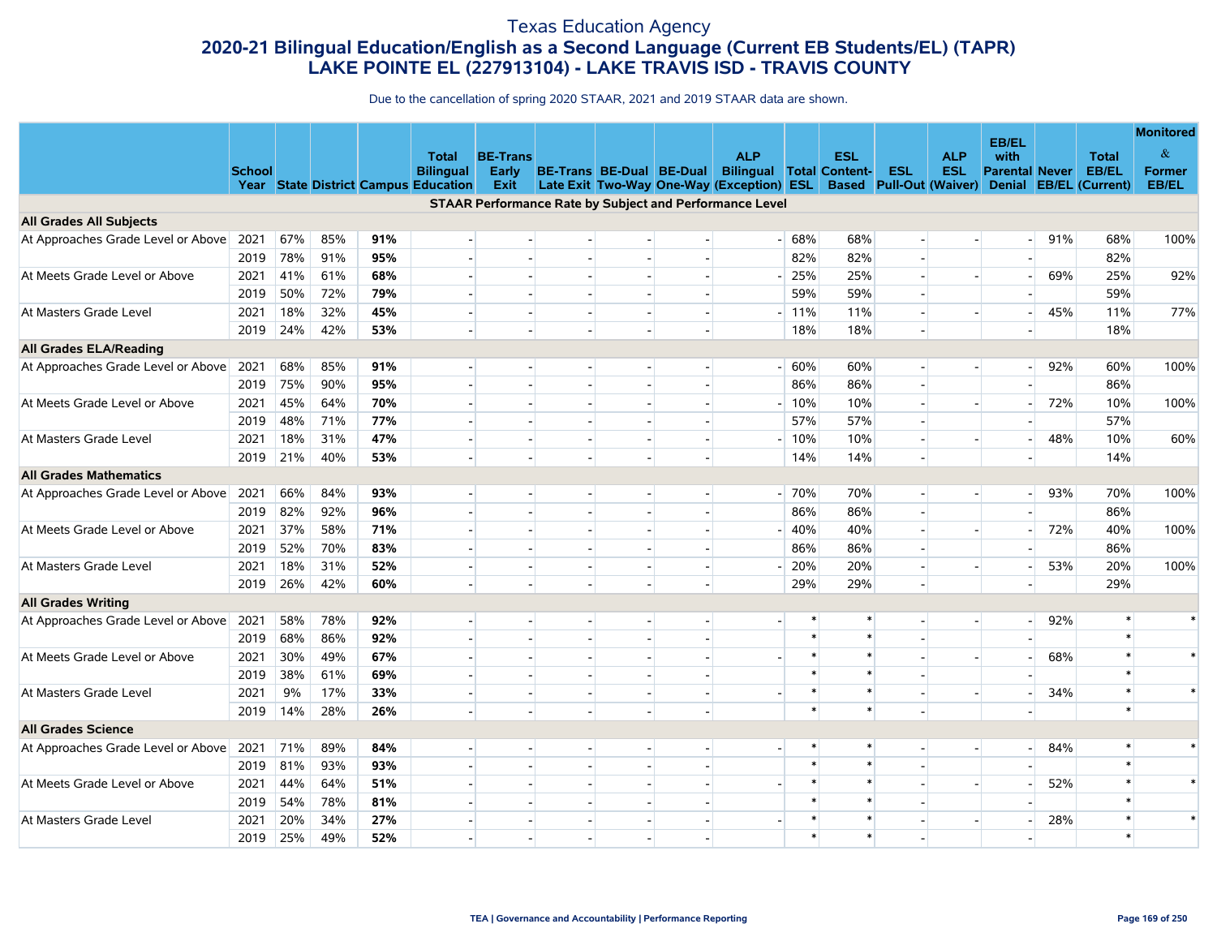# Texas Education Agency

## 2020-21 Bilingual Education/English as a Second Language (Current EB Students/EL) (TAPR)

## LAKE POINTE EL (227913104) - LAKE TRAVIS ISD - TRAVIS COUNTY

Due to the cancellation of spring 2020 STAAR, 2021 and 2019 STAAR data are shown.

| | School Year | State | District | Campus | Total Bilingual Education | BE-Trans Early Exit | BE-Trans Late Exit | BE-Dual Two-Way | BE-Dual One-Way | ALP Bilingual (Exception) | Total ESL | ESL Content-Based | ESL Pull-Out | ALP ESL (Waiver) | EB/EL with Parental Denial | Never EB/EL | Total EB/EL (Current) | Monitored & Former EB/EL |
|---|---|---|---|---|---|---|---|---|---|---|---|---|---|---|---|---|---|---|
| **STAAR Performance Rate by Subject and Performance Level** | | | | | | | | | | | | | | | | | | |
| **All Grades All Subjects** | | | | | | | | | | | | | | | | | | |
| At Approaches Grade Level or Above | 2021 | 67% | 85% | **91%** | - | - | - | - | - | - | 68% | 68% | - | - | - | 91% | 68% | 100% |
| | 2019 | 78% | 91% | **95%** | - | - | - | - | - | | 82% | 82% | - | | - | | 82% | |
| At Meets Grade Level or Above | 2021 | 41% | 61% | **68%** | - | - | - | - | - | - | 25% | 25% | - | - | - | 69% | 25% | 92% |
| | 2019 | 50% | 72% | **79%** | - | - | - | - | - | | 59% | 59% | - | | - | | 59% | |
| At Masters Grade Level | 2021 | 18% | 32% | **45%** | - | - | - | - | - | - | 11% | 11% | - | - | - | 45% | 11% | 77% |
| | 2019 | 24% | 42% | **53%** | - | - | - | - | - | | 18% | 18% | - | | - | | 18% | |
| **All Grades ELA/Reading** | | | | | | | | | | | | | | | | | | |
| At Approaches Grade Level or Above | 2021 | 68% | 85% | **91%** | - | - | - | - | - | - | 60% | 60% | - | - | - | 92% | 60% | 100% |
| | 2019 | 75% | 90% | **95%** | - | - | - | - | - | | 86% | 86% | - | | - | | 86% | |
| At Meets Grade Level or Above | 2021 | 45% | 64% | **70%** | - | - | - | - | - | - | 10% | 10% | - | - | - | 72% | 10% | 100% |
| | 2019 | 48% | 71% | **77%** | - | - | - | - | - | | 57% | 57% | - | | - | | 57% | |
| At Masters Grade Level | 2021 | 18% | 31% | **47%** | - | - | - | - | - | - | 10% | 10% | - | - | - | 48% | 10% | 60% |
| | 2019 | 21% | 40% | **53%** | - | - | - | - | - | | 14% | 14% | - | | - | | 14% | |
| **All Grades Mathematics** | | | | | | | | | | | | | | | | | | |
| At Approaches Grade Level or Above | 2021 | 66% | 84% | **93%** | - | - | - | - | - | - | 70% | 70% | - | - | - | 93% | 70% | 100% |
| | 2019 | 82% | 92% | **96%** | - | - | - | - | - | | 86% | 86% | - | | - | | 86% | |
| At Meets Grade Level or Above | 2021 | 37% | 58% | **71%** | - | - | - | - | - | - | 40% | 40% | - | - | - | 72% | 40% | 100% |
| | 2019 | 52% | 70% | **83%** | - | - | - | - | - | | 86% | 86% | - | | - | | 86% | |
| At Masters Grade Level | 2021 | 18% | 31% | **52%** | - | - | - | - | - | - | 20% | 20% | - | - | - | 53% | 20% | 100% |
| | 2019 | 26% | 42% | **60%** | - | - | - | - | - | | 29% | 29% | - | | - | | 29% | |
| **All Grades Writing** | | | | | | | | | | | | | | | | | | |
| At Approaches Grade Level or Above | 2021 | 58% | 78% | **92%** | - | - | - | - | - | - | * | * | - | - | - | 92% | * | * |
| | 2019 | 68% | 86% | **92%** | - | - | - | - | - | | * | * | - | | - | | * | |
| At Meets Grade Level or Above | 2021 | 30% | 49% | **67%** | - | - | - | - | - | - | * | * | - | - | - | 68% | * | * |
| | 2019 | 38% | 61% | **69%** | - | - | - | - | - | | * | * | - | | - | | * | |
| At Masters Grade Level | 2021 | 9% | 17% | **33%** | - | - | - | - | - | - | * | * | - | - | - | 34% | * | * |
| | 2019 | 14% | 28% | **26%** | - | - | - | - | - | | * | * | - | | - | | * | |
| **All Grades Science** | | | | | | | | | | | | | | | | | | |
| At Approaches Grade Level or Above | 2021 | 71% | 89% | **84%** | - | - | - | - | - | - | * | * | - | - | - | 84% | * | * |
| | 2019 | 81% | 93% | **93%** | - | - | - | - | - | | * | * | - | | - | | * | |
| At Meets Grade Level or Above | 2021 | 44% | 64% | **51%** | - | - | - | - | - | - | * | * | - | - | - | 52% | * | * |
| | 2019 | 54% | 78% | **81%** | - | - | - | - | - | | * | * | - | | - | | * | |
| At Masters Grade Level | 2021 | 20% | 34% | **27%** | - | - | - | - | - | - | * | * | - | - | - | 28% | * | * |
| | 2019 | 25% | 49% | **52%** | - | - | - | - | - | | * | * | - | | - | | * | |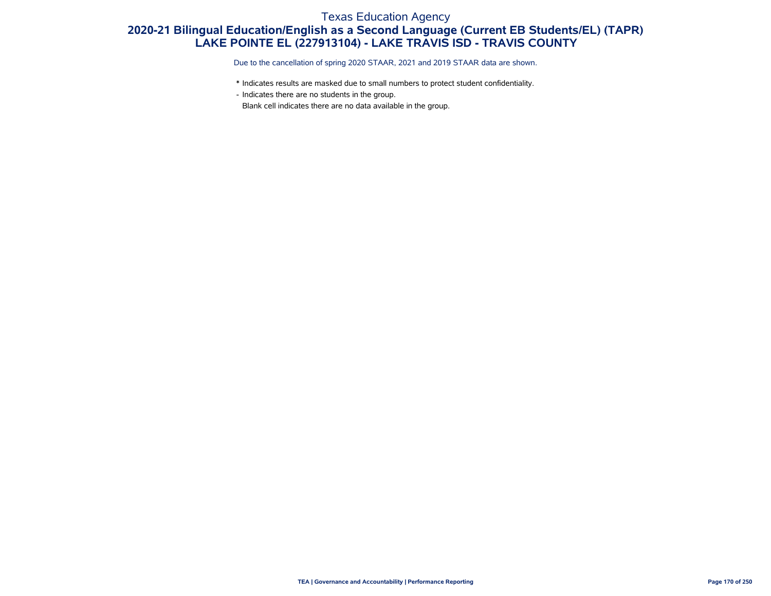Texas Education Agency

# 2020-21 Bilingual Education/English as a Second Language (Current EB Students/EL) (TAPR)
## LAKE POINTE EL (227913104) - LAKE TRAVIS ISD - TRAVIS COUNTY

Due to the cancellation of spring 2020 STAAR, 2021 and 2019 STAAR data are shown.

* Indicates results are masked due to small numbers to protect student confidentiality.
- Indicates there are no students in the group.
Blank cell indicates there are no data available in the group.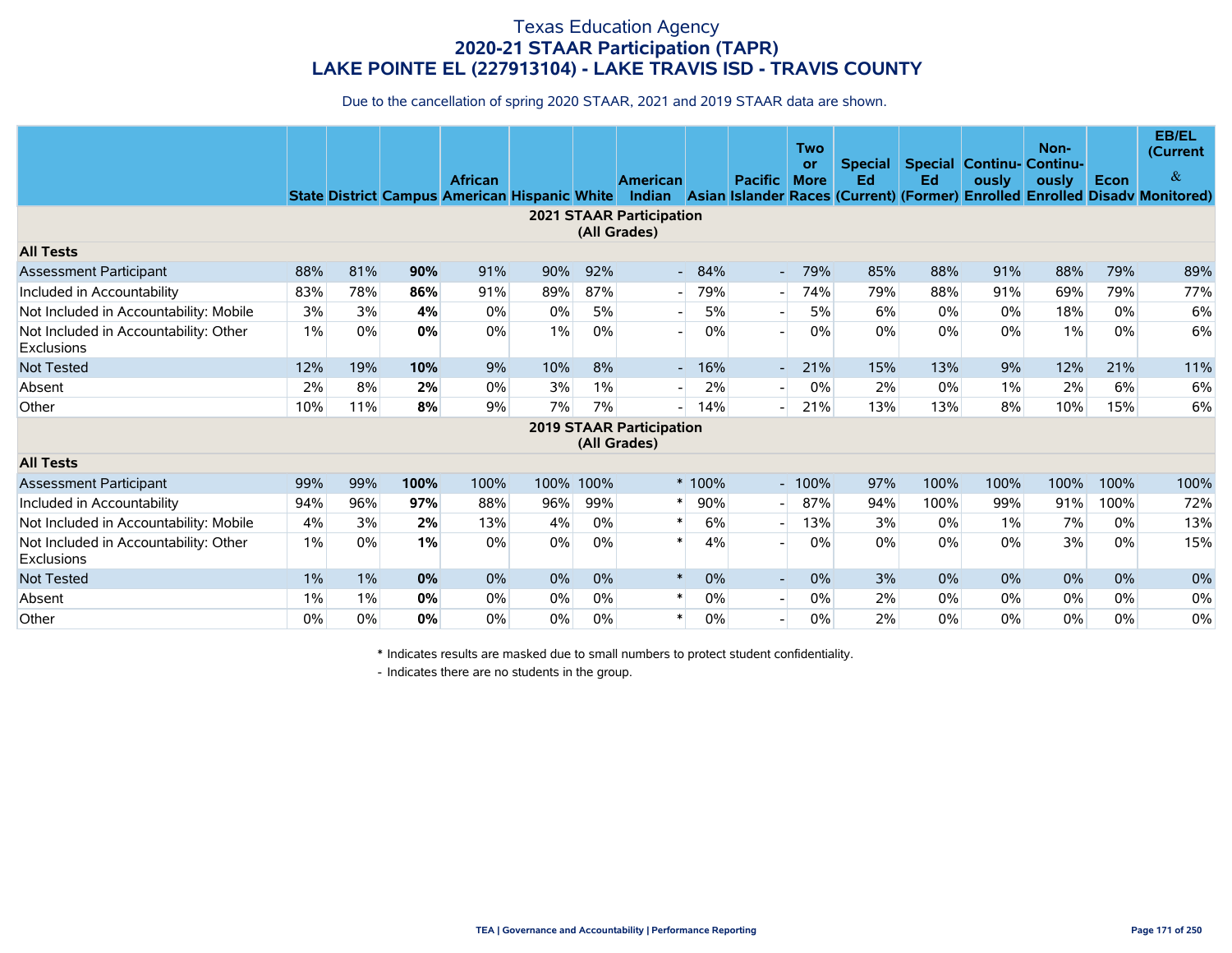# Texas Education Agency
## 2020-21 STAAR Participation (TAPR)
## LAKE POINTE EL (227913104) - LAKE TRAVIS ISD - TRAVIS COUNTY

Due to the cancellation of spring 2020 STAAR, 2021 and 2019 STAAR data are shown.

| | State | District | Campus | African American | Hispanic | White | American Indian | Asian | Pacific Islander | Two or More Races | Special Ed (Current) | Special Ed (Former) | Continuously Enrolled | Non-Continuously Enrolled | Econ Disadv | EB/EL (Current & Monitored) |
|---|---|---|---|---|---|---|---|---|---|---|---|---|---|---|---|---|
| **2021 STAAR Participation (All Grades)** | | | | | | | | | | | | | | | | |
| **All Tests** | | | | | | | | | | | | | | | | |
| Assessment Participant | 88% | 81% | **90%** | 91% | 90% | 92% | - | 84% | - | 79% | 85% | 88% | 91% | 88% | 79% | 89% |
| Included in Accountability | 83% | 78% | **86%** | 91% | 89% | 87% | - | 79% | - | 74% | 79% | 88% | 91% | 69% | 79% | 77% |
| Not Included in Accountability: Mobile | 3% | 3% | **4%** | 0% | 0% | 5% | - | 5% | - | 5% | 6% | 0% | 0% | 18% | 0% | 6% |
| Not Included in Accountability: Other Exclusions | 1% | 0% | **0%** | 0% | 1% | 0% | - | 0% | - | 0% | 0% | 0% | 0% | 1% | 0% | 6% |
| Not Tested | 12% | 19% | **10%** | 9% | 10% | 8% | - | 16% | - | 21% | 15% | 13% | 9% | 12% | 21% | 11% |
| Absent | 2% | 8% | **2%** | 0% | 3% | 1% | - | 2% | - | 0% | 2% | 0% | 1% | 2% | 6% | 6% |
| Other | 10% | 11% | **8%** | 9% | 7% | 7% | - | 14% | - | 21% | 13% | 13% | 8% | 10% | 15% | 6% |
| **2019 STAAR Participation (All Grades)** | | | | | | | | | | | | | | | | |
| **All Tests** | | | | | | | | | | | | | | | | |
| Assessment Participant | 99% | 99% | **100%** | 100% | 100% | 100% | * | 100% | - | 100% | 97% | 100% | 100% | 100% | 100% | 100% |
| Included in Accountability | 94% | 96% | **97%** | 88% | 96% | 99% | * | 90% | - | 87% | 94% | 100% | 99% | 91% | 100% | 72% |
| Not Included in Accountability: Mobile | 4% | 3% | **2%** | 13% | 4% | 0% | * | 6% | - | 13% | 3% | 0% | 1% | 7% | 0% | 13% |
| Not Included in Accountability: Other Exclusions | 1% | 0% | **1%** | 0% | 0% | 0% | * | 4% | - | 0% | 0% | 0% | 0% | 3% | 0% | 15% |
| Not Tested | 1% | 1% | **0%** | 0% | 0% | 0% | * | 0% | - | 0% | 3% | 0% | 0% | 0% | 0% | 0% |
| Absent | 1% | 1% | **0%** | 0% | 0% | 0% | * | 0% | - | 0% | 2% | 0% | 0% | 0% | 0% | 0% |
| Other | 0% | 0% | **0%** | 0% | 0% | 0% | * | 0% | - | 0% | 2% | 0% | 0% | 0% | 0% | 0% |

* Indicates results are masked due to small numbers to protect student confidentiality.

- Indicates there are no students in the group.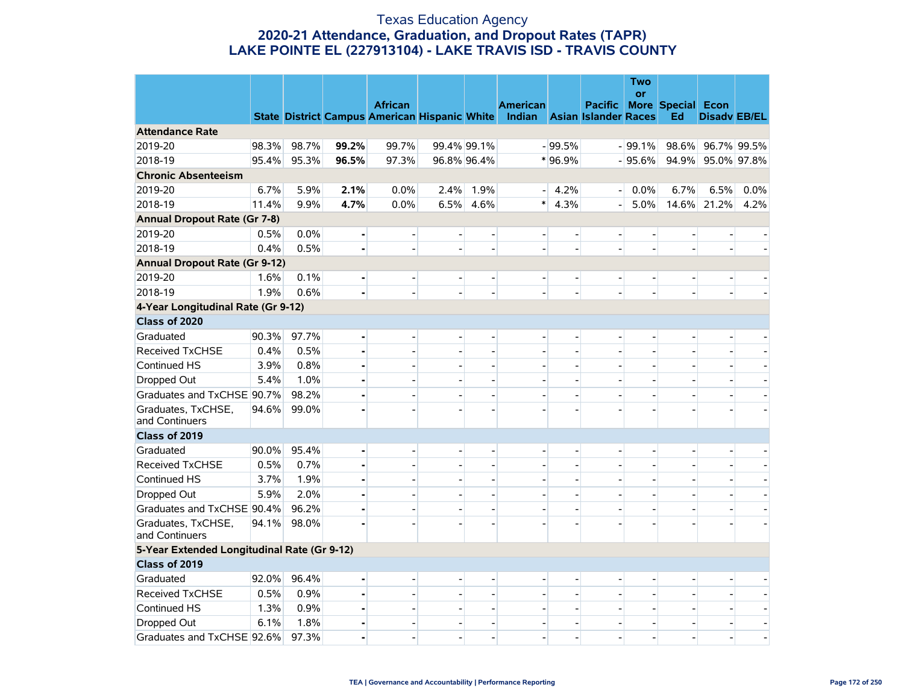# Texas Education Agency
## 2020-21 Attendance, Graduation, and Dropout Rates (TAPR)
## LAKE POINTE EL (227913104) - LAKE TRAVIS ISD - TRAVIS COUNTY

| | State | District | Campus | African American | Hispanic | White | American Indian | Asian | Pacific Islander | Two or More Races | Special Ed | Econ Disadv | EB/EL |
|---|---|---|---|---|---|---|---|---|---|---|---|---|---|
| **Attendance Rate** | | | | | | | | | | | | | |
| 2019-20 | 98.3% | 98.7% | **99.2%** | 99.7% | 99.4% | 99.1% | - | 99.5% | - | 99.1% | 98.6% | 96.7% | 99.5% |
| 2018-19 | 95.4% | 95.3% | **96.5%** | 97.3% | 96.8% | 96.4% | * | 96.9% | - | 95.6% | 94.9% | 95.0% | 97.8% |
| **Chronic Absenteeism** | | | | | | | | | | | | | |
| 2019-20 | 6.7% | 5.9% | **2.1%** | 0.0% | 2.4% | 1.9% | - | 4.2% | - | 0.0% | 6.7% | 6.5% | 0.0% |
| 2018-19 | 11.4% | 9.9% | **4.7%** | 0.0% | 6.5% | 4.6% | * | 4.3% | - | 5.0% | 14.6% | 21.2% | 4.2% |
| **Annual Dropout Rate (Gr 7-8)** | | | | | | | | | | | | | |
| 2019-20 | 0.5% | 0.0% | **-** | - | - | - | - | - | - | - | - | - | - |
| 2018-19 | 0.4% | 0.5% | **-** | - | - | - | - | - | - | - | - | - | - |
| **Annual Dropout Rate (Gr 9-12)** | | | | | | | | | | | | | |
| 2019-20 | 1.6% | 0.1% | **-** | - | - | - | - | - | - | - | - | - | - |
| 2018-19 | 1.9% | 0.6% | **-** | - | - | - | - | - | - | - | - | - | - |
| **4-Year Longitudinal Rate (Gr 9-12)** | | | | | | | | | | | | | |
| **Class of 2020** | | | | | | | | | | | | | |
| Graduated | 90.3% | 97.7% | **-** | - | - | - | - | - | - | - | - | - | - |
| Received TxCHSE | 0.4% | 0.5% | **-** | - | - | - | - | - | - | - | - | - | - |
| Continued HS | 3.9% | 0.8% | **-** | - | - | - | - | - | - | - | - | - | - |
| Dropped Out | 5.4% | 1.0% | **-** | - | - | - | - | - | - | - | - | - | - |
| Graduates and TxCHSE | 90.7% | 98.2% | **-** | - | - | - | - | - | - | - | - | - | - |
| Graduates, TxCHSE, and Continuers | 94.6% | 99.0% | **-** | - | - | - | - | - | - | - | - | - | - |
| **Class of 2019** | | | | | | | | | | | | | |
| Graduated | 90.0% | 95.4% | **-** | - | - | - | - | - | - | - | - | - | - |
| Received TxCHSE | 0.5% | 0.7% | **-** | - | - | - | - | - | - | - | - | - | - |
| Continued HS | 3.7% | 1.9% | **-** | - | - | - | - | - | - | - | - | - | - |
| Dropped Out | 5.9% | 2.0% | **-** | - | - | - | - | - | - | - | - | - | - |
| Graduates and TxCHSE | 90.4% | 96.2% | **-** | - | - | - | - | - | - | - | - | - | - |
| Graduates, TxCHSE, and Continuers | 94.1% | 98.0% | **-** | - | - | - | - | - | - | - | - | - | - |
| **5-Year Extended Longitudinal Rate (Gr 9-12)** | | | | | | | | | | | | | |
| **Class of 2019** | | | | | | | | | | | | | |
| Graduated | 92.0% | 96.4% | **-** | - | - | - | - | - | - | - | - | - | - |
| Received TxCHSE | 0.5% | 0.9% | **-** | - | - | - | - | - | - | - | - | - | - |
| Continued HS | 1.3% | 0.9% | **-** | - | - | - | - | - | - | - | - | - | - |
| Dropped Out | 6.1% | 1.8% | **-** | - | - | - | - | - | - | - | - | - | - |
| Graduates and TxCHSE | 92.6% | 97.3% | **-** | - | - | - | - | - | - | - | - | - | - |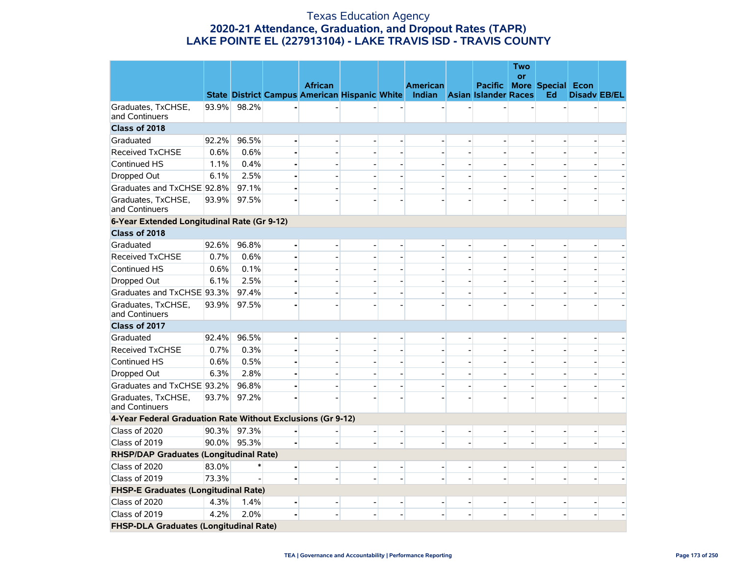# Texas Education Agency
## 2020-21 Attendance, Graduation, and Dropout Rates (TAPR)
## LAKE POINTE EL (227913104) - LAKE TRAVIS ISD - TRAVIS COUNTY

| | State | District | Campus | African American | Hispanic | White | American Indian | Asian | Pacific Islander | Two or More Races | Special Ed | Econ Disadv | EB/EL |
|---|---|---|---|---|---|---|---|---|---|---|---|---|---|
| Graduates, TxCHSE, and Continuers | 93.9% | 98.2% | - | - | - | - | - | - | - | - | - | - | - |
| **Class of 2018** | | | | | | | | | | | | | |
| Graduated | 92.2% | 96.5% | - | - | - | - | - | - | - | - | - | - | - |
| Received TxCHSE | 0.6% | 0.6% | - | - | - | - | - | - | - | - | - | - | - |
| Continued HS | 1.1% | 0.4% | - | - | - | - | - | - | - | - | - | - | - |
| Dropped Out | 6.1% | 2.5% | - | - | - | - | - | - | - | - | - | - | - |
| Graduates and TxCHSE | 92.8% | 97.1% | - | - | - | - | - | - | - | - | - | - | - |
| Graduates, TxCHSE, and Continuers | 93.9% | 97.5% | - | - | - | - | - | - | - | - | - | - | - |
| **6-Year Extended Longitudinal Rate (Gr 9-12)** | | | | | | | | | | | | | |
| **Class of 2018** | | | | | | | | | | | | | |
| Graduated | 92.6% | 96.8% | - | - | - | - | - | - | - | - | - | - | - |
| Received TxCHSE | 0.7% | 0.6% | - | - | - | - | - | - | - | - | - | - | - |
| Continued HS | 0.6% | 0.1% | - | - | - | - | - | - | - | - | - | - | - |
| Dropped Out | 6.1% | 2.5% | - | - | - | - | - | - | - | - | - | - | - |
| Graduates and TxCHSE | 93.3% | 97.4% | - | - | - | - | - | - | - | - | - | - | - |
| Graduates, TxCHSE, and Continuers | 93.9% | 97.5% | - | - | - | - | - | - | - | - | - | - | - |
| **Class of 2017** | | | | | | | | | | | | | |
| Graduated | 92.4% | 96.5% | - | - | - | - | - | - | - | - | - | - | - |
| Received TxCHSE | 0.7% | 0.3% | - | - | - | - | - | - | - | - | - | - | - |
| Continued HS | 0.6% | 0.5% | - | - | - | - | - | - | - | - | - | - | - |
| Dropped Out | 6.3% | 2.8% | - | - | - | - | - | - | - | - | - | - | - |
| Graduates and TxCHSE | 93.2% | 96.8% | - | - | - | - | - | - | - | - | - | - | - |
| Graduates, TxCHSE, and Continuers | 93.7% | 97.2% | - | - | - | - | - | - | - | - | - | - | - |
| **4-Year Federal Graduation Rate Without Exclusions (Gr 9-12)** | | | | | | | | | | | | | |
| Class of 2020 | 90.3% | 97.3% | - | - | - | - | - | - | - | - | - | - | - |
| Class of 2019 | 90.0% | 95.3% | - | - | - | - | - | - | - | - | - | - | - |
| **RHSP/DAP Graduates (Longitudinal Rate)** | | | | | | | | | | | | | |
| Class of 2020 | 83.0% | * | - | - | - | - | - | - | - | - | - | - | - |
| Class of 2019 | 73.3% | - | - | - | - | - | - | - | - | - | - | - | - |
| **FHSP-E Graduates (Longitudinal Rate)** | | | | | | | | | | | | | |
| Class of 2020 | 4.3% | 1.4% | - | - | - | - | - | - | - | - | - | - | - |
| Class of 2019 | 4.2% | 2.0% | - | - | - | - | - | - | - | - | - | - | - |
| **FHSP-DLA Graduates (Longitudinal Rate)** | | | | | | | | | | | | | |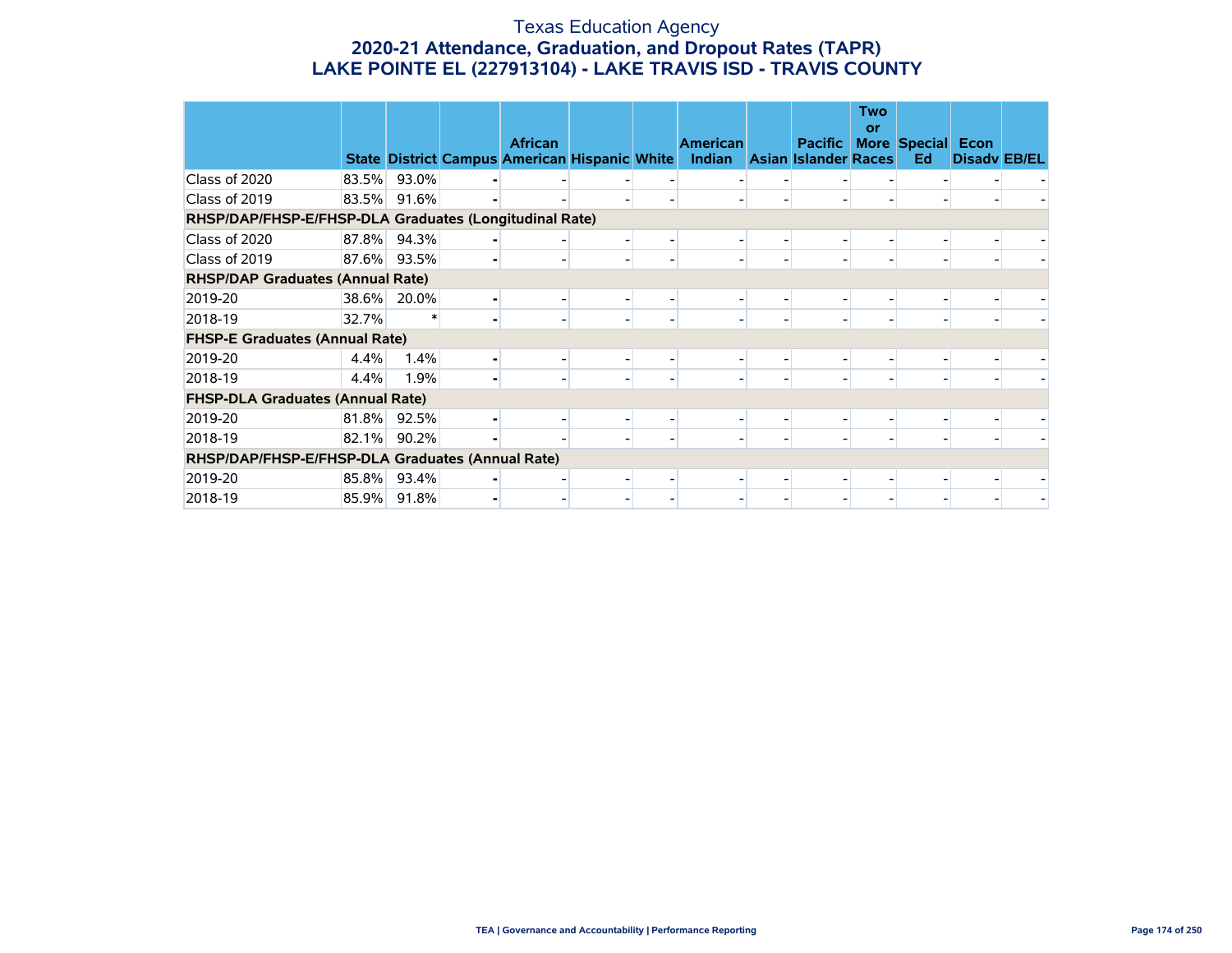# Texas Education Agency

## 2020-21 Attendance, Graduation, and Dropout Rates (TAPR)

## LAKE POINTE EL (227913104) - LAKE TRAVIS ISD - TRAVIS COUNTY

| | State | District | Campus | African American | Hispanic | White | American Indian | Asian | Pacific Islander | Two or More Races | Special Ed | Econ Disadv | EB/EL |
|---|---|---|---|---|---|---|---|---|---|---|---|---|---|
| Class of 2020 | 83.5% | 93.0% | - | - | - | - | - | - | - | - | - | - | - |
| Class of 2019 | 83.5% | 91.6% | - | - | - | - | - | - | - | - | - | - | - |
| **RHSP/DAP/FHSP-E/FHSP-DLA Graduates (Longitudinal Rate)** | | | | | | | | | | | | | |
| Class of 2020 | 87.8% | 94.3% | - | - | - | - | - | - | - | - | - | - | - |
| Class of 2019 | 87.6% | 93.5% | - | - | - | - | - | - | - | - | - | - | - |
| **RHSP/DAP Graduates (Annual Rate)** | | | | | | | | | | | | | |
| 2019-20 | 38.6% | 20.0% | - | - | - | - | - | - | - | - | - | - | - |
| 2018-19 | 32.7% | * | - | - | - | - | - | - | - | - | - | - | - |
| **FHSP-E Graduates (Annual Rate)** | | | | | | | | | | | | | |
| 2019-20 | 4.4% | 1.4% | - | - | - | - | - | - | - | - | - | - | - |
| 2018-19 | 4.4% | 1.9% | - | - | - | - | - | - | - | - | - | - | - |
| **FHSP-DLA Graduates (Annual Rate)** | | | | | | | | | | | | | |
| 2019-20 | 81.8% | 92.5% | - | - | - | - | - | - | - | - | - | - | - |
| 2018-19 | 82.1% | 90.2% | - | - | - | - | - | - | - | - | - | - | - |
| **RHSP/DAP/FHSP-E/FHSP-DLA Graduates (Annual Rate)** | | | | | | | | | | | | | |
| 2019-20 | 85.8% | 93.4% | - | - | - | - | - | - | - | - | - | - | - |
| 2018-19 | 85.9% | 91.8% | - | - | - | - | - | - | - | - | - | - | - |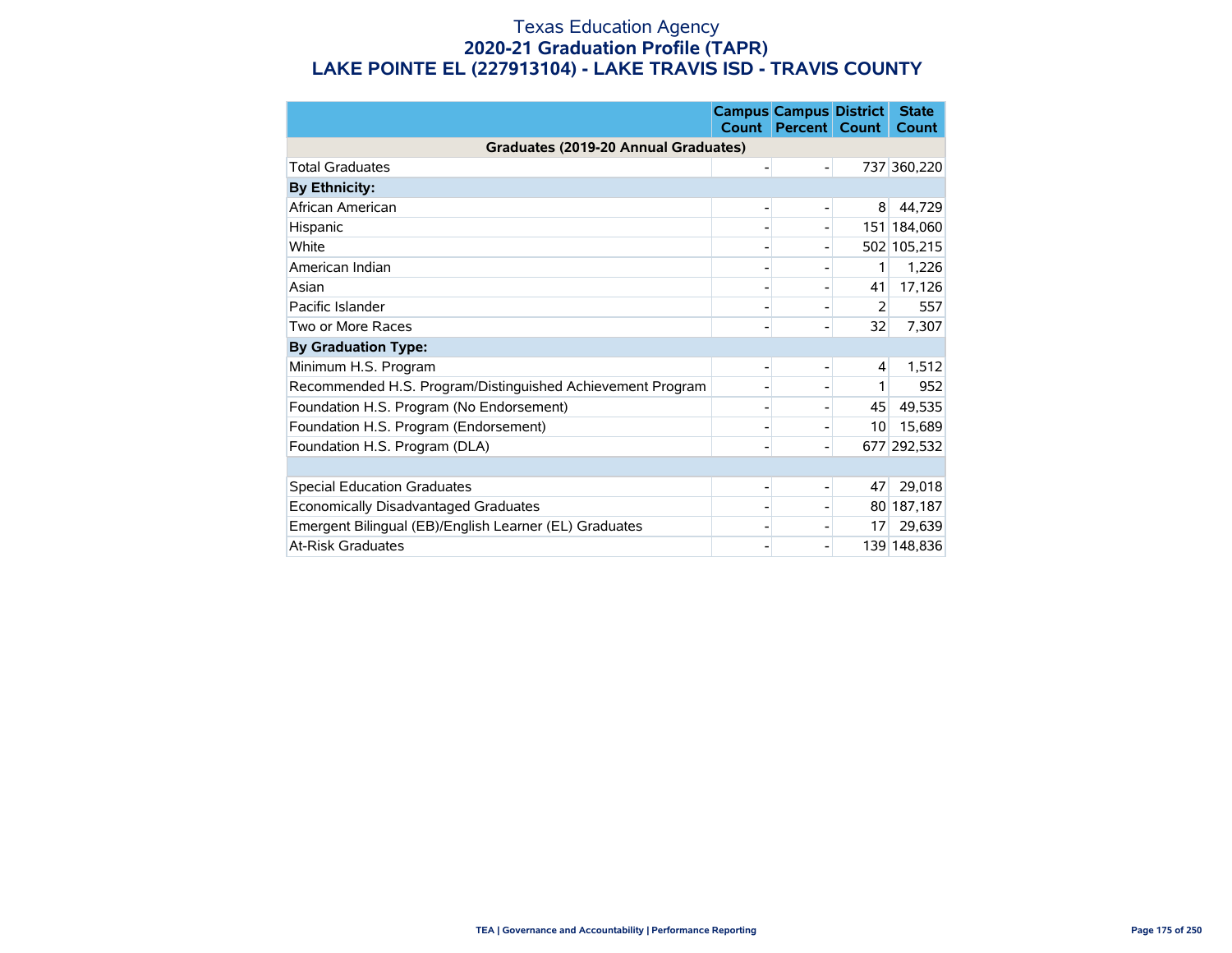# Texas Education Agency

## 2020-21 Graduation Profile (TAPR)

## LAKE POINTE EL (227913104) - LAKE TRAVIS ISD - TRAVIS COUNTY

| | Campus Count | Campus Percent | District Count | State Count |
|---|---|---|---|---|
| **Graduates (2019-20 Annual Graduates)** | | | | |
| Total Graduates | - | - | 737 | 360,220 |
| **By Ethnicity:** | | | | |
| African American | - | - | 8 | 44,729 |
| Hispanic | - | - | 151 | 184,060 |
| White | - | - | 502 | 105,215 |
| American Indian | - | - | 1 | 1,226 |
| Asian | - | - | 41 | 17,126 |
| Pacific Islander | - | - | 2 | 557 |
| Two or More Races | - | - | 32 | 7,307 |
| **By Graduation Type:** | | | | |
| Minimum H.S. Program | - | - | 4 | 1,512 |
| Recommended H.S. Program/Distinguished Achievement Program | - | - | 1 | 952 |
| Foundation H.S. Program (No Endorsement) | - | - | 45 | 49,535 |
| Foundation H.S. Program (Endorsement) | - | - | 10 | 15,689 |
| Foundation H.S. Program (DLA) | - | - | 677 | 292,532 |
| | | | | |
| Special Education Graduates | - | - | 47 | 29,018 |
| Economically Disadvantaged Graduates | - | - | 80 | 187,187 |
| Emergent Bilingual (EB)/English Learner (EL) Graduates | - | - | 17 | 29,639 |
| At-Risk Graduates | - | - | 139 | 148,836 |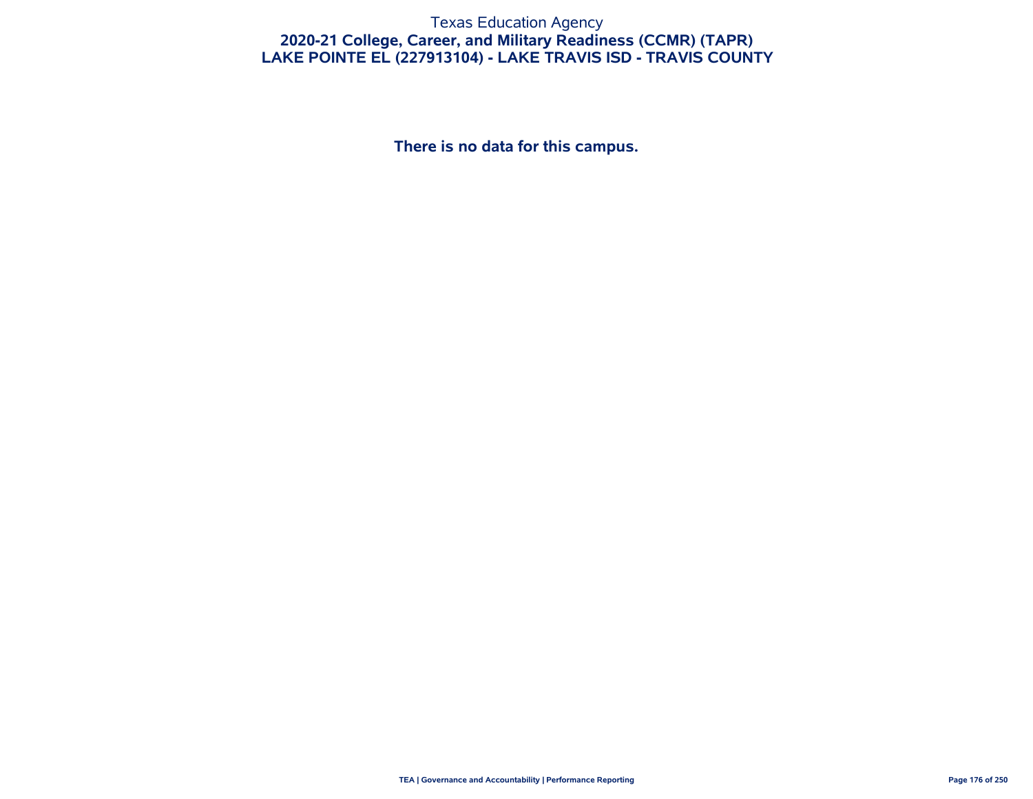Texas Education Agency

## 2020-21 College, Career, and Military Readiness (CCMR) (TAPR)

## LAKE POINTE EL (227913104) - LAKE TRAVIS ISD - TRAVIS COUNTY

**There is no data for this campus.**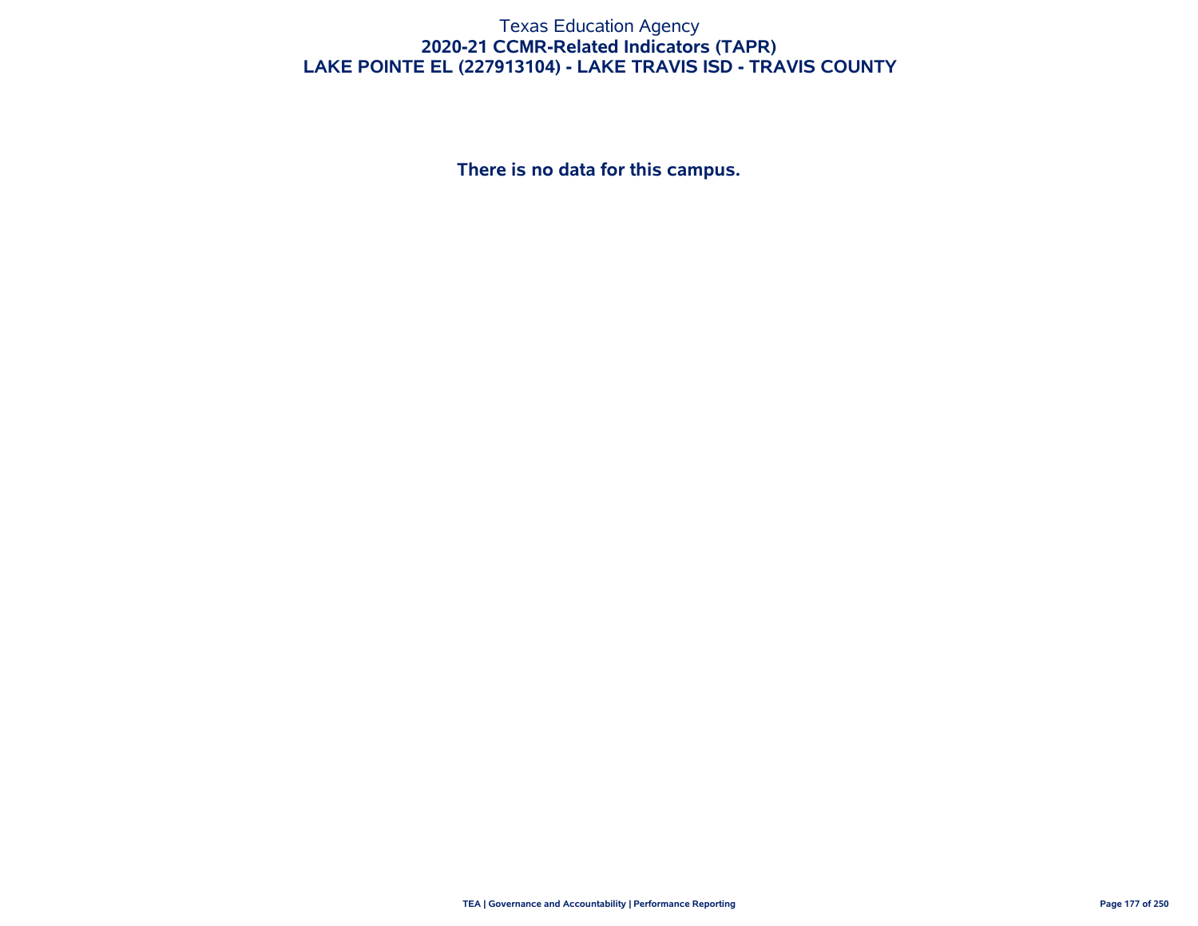# Texas Education Agency

## 2020-21 CCMR-Related Indicators (TAPR)

## LAKE POINTE EL (227913104) - LAKE TRAVIS ISD - TRAVIS COUNTY

**There is no data for this campus.**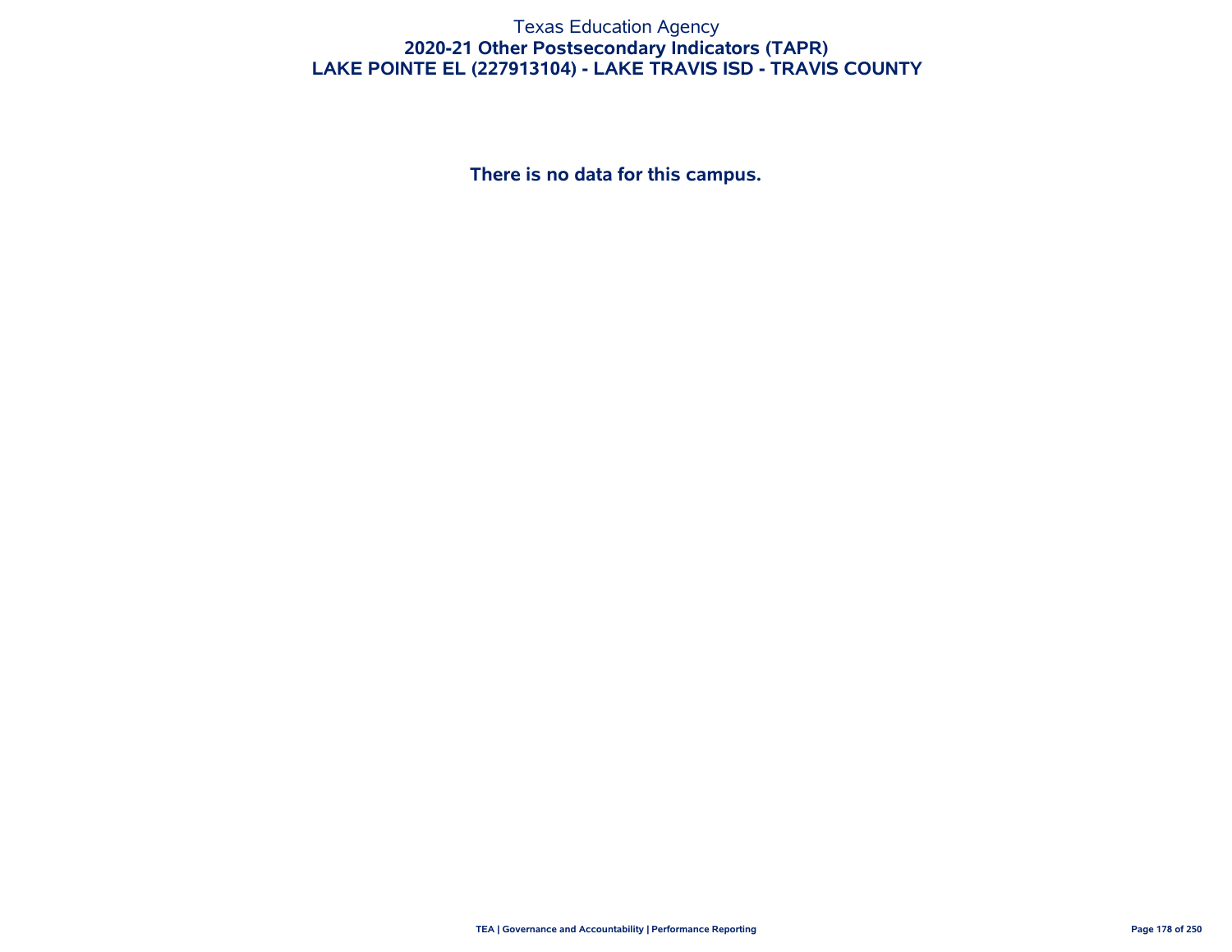Texas Education Agency

# 2020-21 Other Postsecondary Indicators (TAPR)

## LAKE POINTE EL (227913104) - LAKE TRAVIS ISD - TRAVIS COUNTY

**There is no data for this campus.**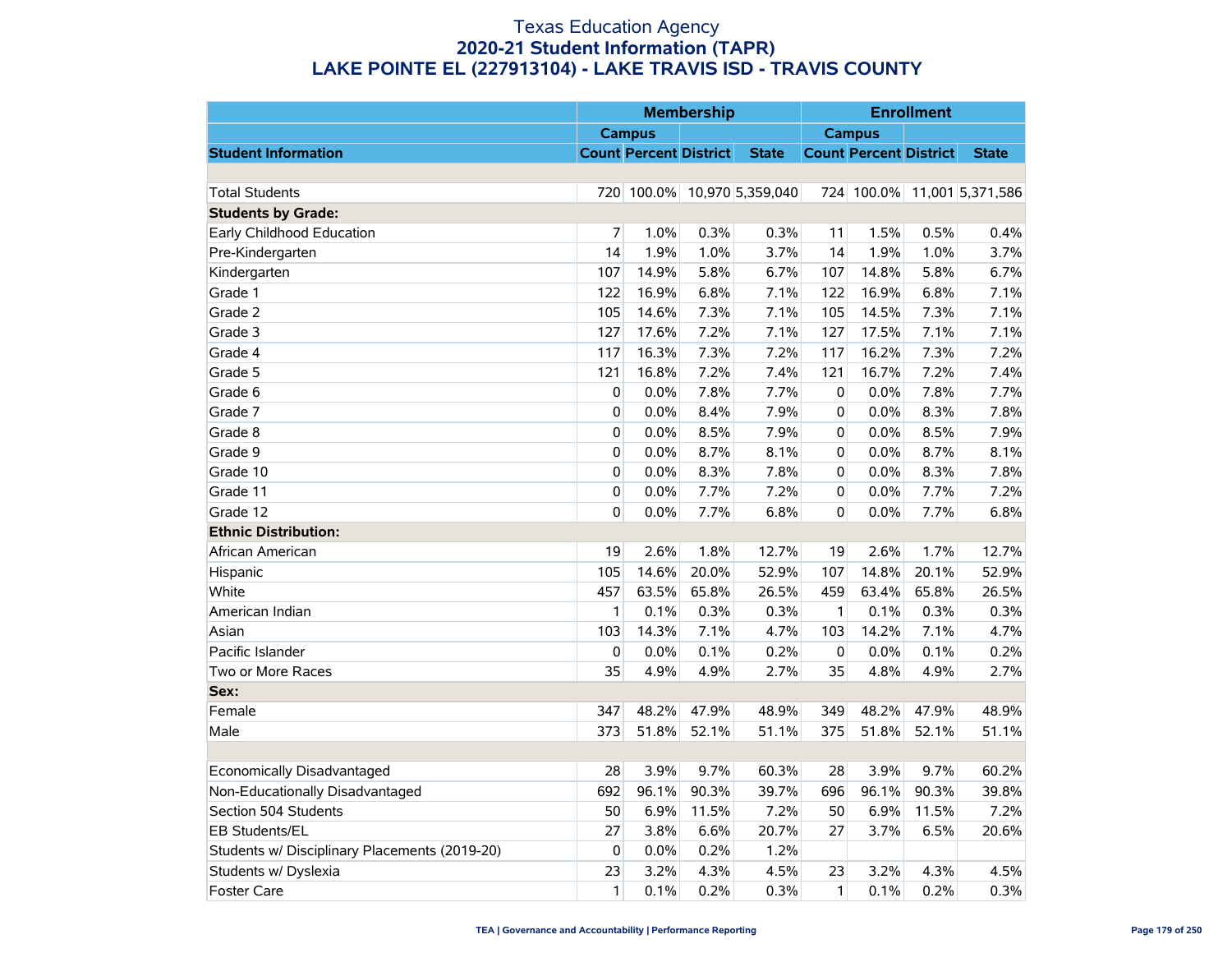# Texas Education Agency
## 2020-21 Student Information (TAPR)
## LAKE POINTE EL (227913104) - LAKE TRAVIS ISD - TRAVIS COUNTY

| | Membership | | | | Enrollment | | | |
|---|---|---|---|---|---|---|---|---|
| | Campus | | | | Campus | | | |
| **Student Information** | **Count** | **Percent** | **District** | **State** | **Count** | **Percent** | **District** | **State** |
| | | | | | | | | |
| Total Students | 720 | 100.0% | 10,970 | 5,359,040 | 724 | 100.0% | 11,001 | 5,371,586 |
| **Students by Grade:** | | | | | | | | |
| Early Childhood Education | 7 | 1.0% | 0.3% | 0.3% | 11 | 1.5% | 0.5% | 0.4% |
| Pre-Kindergarten | 14 | 1.9% | 1.0% | 3.7% | 14 | 1.9% | 1.0% | 3.7% |
| Kindergarten | 107 | 14.9% | 5.8% | 6.7% | 107 | 14.8% | 5.8% | 6.7% |
| Grade 1 | 122 | 16.9% | 6.8% | 7.1% | 122 | 16.9% | 6.8% | 7.1% |
| Grade 2 | 105 | 14.6% | 7.3% | 7.1% | 105 | 14.5% | 7.3% | 7.1% |
| Grade 3 | 127 | 17.6% | 7.2% | 7.1% | 127 | 17.5% | 7.1% | 7.1% |
| Grade 4 | 117 | 16.3% | 7.3% | 7.2% | 117 | 16.2% | 7.3% | 7.2% |
| Grade 5 | 121 | 16.8% | 7.2% | 7.4% | 121 | 16.7% | 7.2% | 7.4% |
| Grade 6 | 0 | 0.0% | 7.8% | 7.7% | 0 | 0.0% | 7.8% | 7.7% |
| Grade 7 | 0 | 0.0% | 8.4% | 7.9% | 0 | 0.0% | 8.3% | 7.8% |
| Grade 8 | 0 | 0.0% | 8.5% | 7.9% | 0 | 0.0% | 8.5% | 7.9% |
| Grade 9 | 0 | 0.0% | 8.7% | 8.1% | 0 | 0.0% | 8.7% | 8.1% |
| Grade 10 | 0 | 0.0% | 8.3% | 7.8% | 0 | 0.0% | 8.3% | 7.8% |
| Grade 11 | 0 | 0.0% | 7.7% | 7.2% | 0 | 0.0% | 7.7% | 7.2% |
| Grade 12 | 0 | 0.0% | 7.7% | 6.8% | 0 | 0.0% | 7.7% | 6.8% |
| **Ethnic Distribution:** | | | | | | | | |
| African American | 19 | 2.6% | 1.8% | 12.7% | 19 | 2.6% | 1.7% | 12.7% |
| Hispanic | 105 | 14.6% | 20.0% | 52.9% | 107 | 14.8% | 20.1% | 52.9% |
| White | 457 | 63.5% | 65.8% | 26.5% | 459 | 63.4% | 65.8% | 26.5% |
| American Indian | 1 | 0.1% | 0.3% | 0.3% | 1 | 0.1% | 0.3% | 0.3% |
| Asian | 103 | 14.3% | 7.1% | 4.7% | 103 | 14.2% | 7.1% | 4.7% |
| Pacific Islander | 0 | 0.0% | 0.1% | 0.2% | 0 | 0.0% | 0.1% | 0.2% |
| Two or More Races | 35 | 4.9% | 4.9% | 2.7% | 35 | 4.8% | 4.9% | 2.7% |
| **Sex:** | | | | | | | | |
| Female | 347 | 48.2% | 47.9% | 48.9% | 349 | 48.2% | 47.9% | 48.9% |
| Male | 373 | 51.8% | 52.1% | 51.1% | 375 | 51.8% | 52.1% | 51.1% |
| | | | | | | | | |
| Economically Disadvantaged | 28 | 3.9% | 9.7% | 60.3% | 28 | 3.9% | 9.7% | 60.2% |
| Non-Educationally Disadvantaged | 692 | 96.1% | 90.3% | 39.7% | 696 | 96.1% | 90.3% | 39.8% |
| Section 504 Students | 50 | 6.9% | 11.5% | 7.2% | 50 | 6.9% | 11.5% | 7.2% |
| EB Students/EL | 27 | 3.8% | 6.6% | 20.7% | 27 | 3.7% | 6.5% | 20.6% |
| Students w/ Disciplinary Placements (2019-20) | 0 | 0.0% | 0.2% | 1.2% | | | | |
| Students w/ Dyslexia | 23 | 3.2% | 4.3% | 4.5% | 23 | 3.2% | 4.3% | 4.5% |
| Foster Care | 1 | 0.1% | 0.2% | 0.3% | 1 | 0.1% | 0.2% | 0.3% |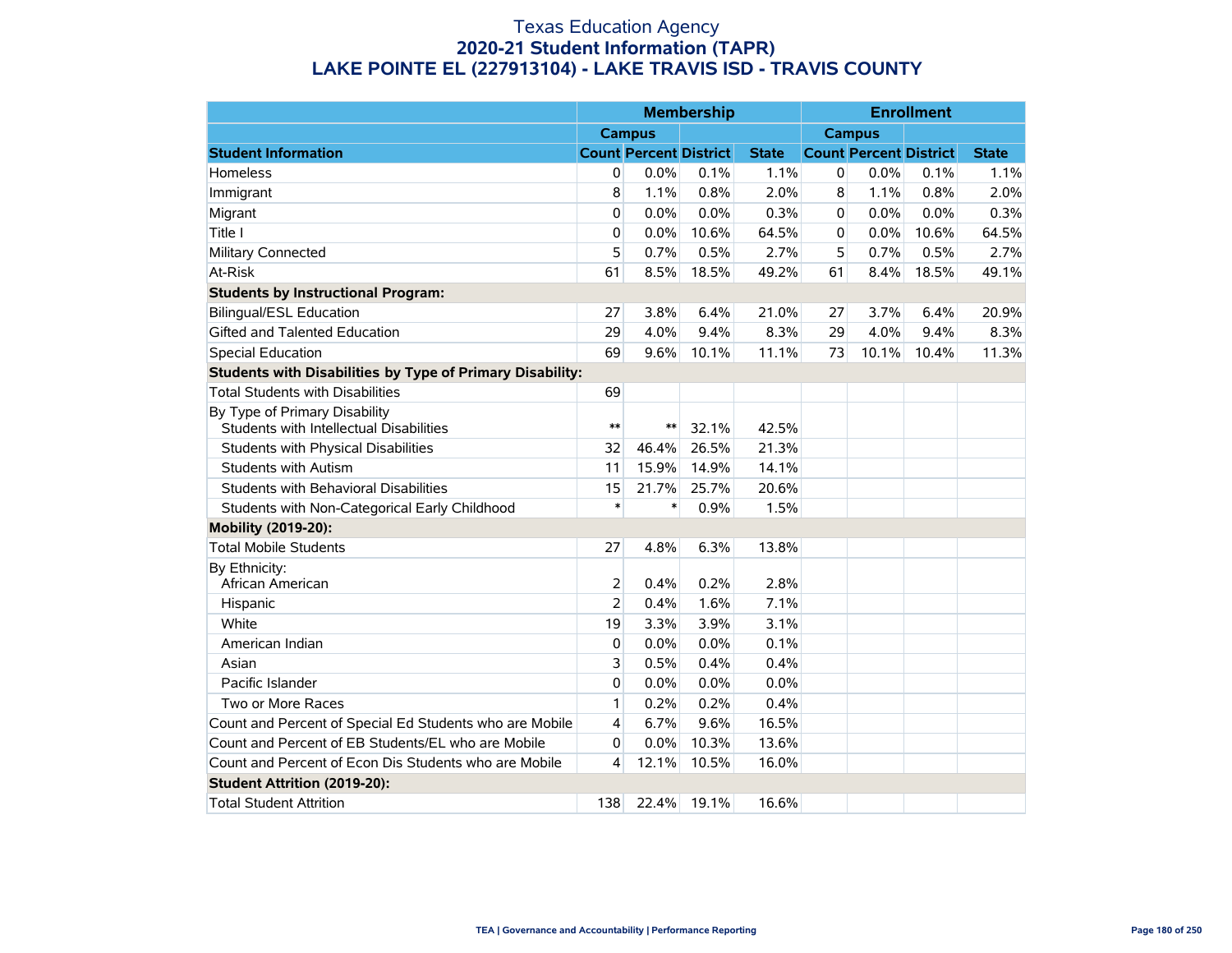# Texas Education Agency
## 2020-21 Student Information (TAPR)
## LAKE POINTE EL (227913104) - LAKE TRAVIS ISD - TRAVIS COUNTY

| | Membership | | | | Enrollment | | | |
|---|---|---|---|---|---|---|---|---|
| | Campus | | | | Campus | | | |
| **Student Information** | **Count** | **Percent** | **District** | **State** | **Count** | **Percent** | **District** | **State** |
| Homeless | 0 | 0.0% | 0.1% | 1.1% | 0 | 0.0% | 0.1% | 1.1% |
| Immigrant | 8 | 1.1% | 0.8% | 2.0% | 8 | 1.1% | 0.8% | 2.0% |
| Migrant | 0 | 0.0% | 0.0% | 0.3% | 0 | 0.0% | 0.0% | 0.3% |
| Title I | 0 | 0.0% | 10.6% | 64.5% | 0 | 0.0% | 10.6% | 64.5% |
| Military Connected | 5 | 0.7% | 0.5% | 2.7% | 5 | 0.7% | 0.5% | 2.7% |
| At-Risk | 61 | 8.5% | 18.5% | 49.2% | 61 | 8.4% | 18.5% | 49.1% |
| **Students by Instructional Program:** | | | | | | | | |
| Bilingual/ESL Education | 27 | 3.8% | 6.4% | 21.0% | 27 | 3.7% | 6.4% | 20.9% |
| Gifted and Talented Education | 29 | 4.0% | 9.4% | 8.3% | 29 | 4.0% | 9.4% | 8.3% |
| Special Education | 69 | 9.6% | 10.1% | 11.1% | 73 | 10.1% | 10.4% | 11.3% |
| **Students with Disabilities by Type of Primary Disability:** | | | | | | | | |
| Total Students with Disabilities | 69 | | | | | | | |
| By Type of Primary Disability<br>Students with Intellectual Disabilities | ** | ** | 32.1% | 42.5% | | | | |
| Students with Physical Disabilities | 32 | 46.4% | 26.5% | 21.3% | | | | |
| Students with Autism | 11 | 15.9% | 14.9% | 14.1% | | | | |
| Students with Behavioral Disabilities | 15 | 21.7% | 25.7% | 20.6% | | | | |
| Students with Non-Categorical Early Childhood | * | * | 0.9% | 1.5% | | | | |
| **Mobility (2019-20):** | | | | | | | | |
| Total Mobile Students | 27 | 4.8% | 6.3% | 13.8% | | | | |
| By Ethnicity:<br>African American | 2 | 0.4% | 0.2% | 2.8% | | | | |
| Hispanic | 2 | 0.4% | 1.6% | 7.1% | | | | |
| White | 19 | 3.3% | 3.9% | 3.1% | | | | |
| American Indian | 0 | 0.0% | 0.0% | 0.1% | | | | |
| Asian | 3 | 0.5% | 0.4% | 0.4% | | | | |
| Pacific Islander | 0 | 0.0% | 0.0% | 0.0% | | | | |
| Two or More Races | 1 | 0.2% | 0.2% | 0.4% | | | | |
| Count and Percent of Special Ed Students who are Mobile | 4 | 6.7% | 9.6% | 16.5% | | | | |
| Count and Percent of EB Students/EL who are Mobile | 0 | 0.0% | 10.3% | 13.6% | | | | |
| Count and Percent of Econ Dis Students who are Mobile | 4 | 12.1% | 10.5% | 16.0% | | | | |
| **Student Attrition (2019-20):** | | | | | | | | |
| Total Student Attrition | 138 | 22.4% | 19.1% | 16.6% | | | | |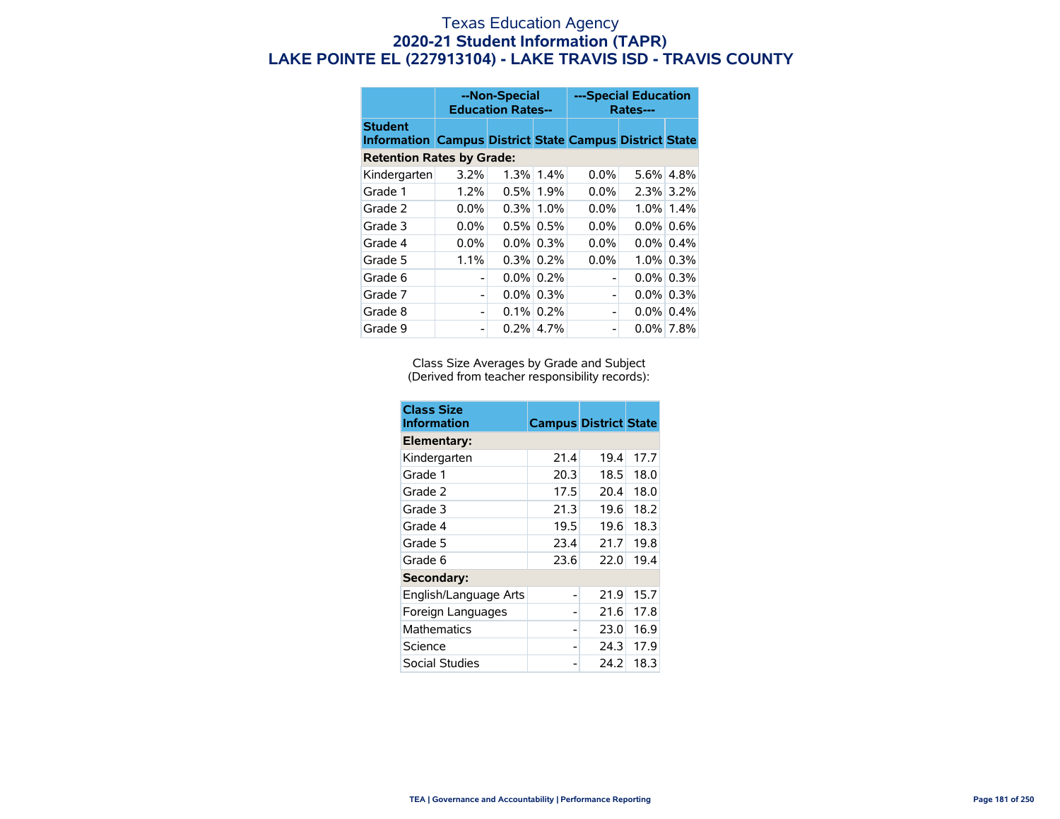# Texas Education Agency
## 2020-21 Student Information (TAPR)
## LAKE POINTE EL (227913104) - LAKE TRAVIS ISD - TRAVIS COUNTY

| | --Non-Special Education Rates-- | | | ---Special Education Rates--- | | |
|---|---|---|---|---|---|---|
| **Student Information** | **Campus** | **District** | **State** | **Campus** | **District** | **State** |
| **Retention Rates by Grade:** | | | | | | |
| Kindergarten | 3.2% | 1.3% | 1.4% | 0.0% | 5.6% | 4.8% |
| Grade 1 | 1.2% | 0.5% | 1.9% | 0.0% | 2.3% | 3.2% |
| Grade 2 | 0.0% | 0.3% | 1.0% | 0.0% | 1.0% | 1.4% |
| Grade 3 | 0.0% | 0.5% | 0.5% | 0.0% | 0.0% | 0.6% |
| Grade 4 | 0.0% | 0.0% | 0.3% | 0.0% | 0.0% | 0.4% |
| Grade 5 | 1.1% | 0.3% | 0.2% | 0.0% | 1.0% | 0.3% |
| Grade 6 | - | 0.0% | 0.2% | - | 0.0% | 0.3% |
| Grade 7 | - | 0.0% | 0.3% | - | 0.0% | 0.3% |
| Grade 8 | - | 0.1% | 0.2% | - | 0.0% | 0.4% |
| Grade 9 | - | 0.2% | 4.7% | - | 0.0% | 7.8% |

Class Size Averages by Grade and Subject
(Derived from teacher responsibility records):

| Class Size Information | Campus | District | State |
|---|---|---|---|
| **Elementary:** | | | |
| Kindergarten | 21.4 | 19.4 | 17.7 |
| Grade 1 | 20.3 | 18.5 | 18.0 |
| Grade 2 | 17.5 | 20.4 | 18.0 |
| Grade 3 | 21.3 | 19.6 | 18.2 |
| Grade 4 | 19.5 | 19.6 | 18.3 |
| Grade 5 | 23.4 | 21.7 | 19.8 |
| Grade 6 | 23.6 | 22.0 | 19.4 |
| **Secondary:** | | | |
| English/Language Arts | - | 21.9 | 15.7 |
| Foreign Languages | - | 21.6 | 17.8 |
| Mathematics | - | 23.0 | 16.9 |
| Science | - | 24.3 | 17.9 |
| Social Studies | - | 24.2 | 18.3 |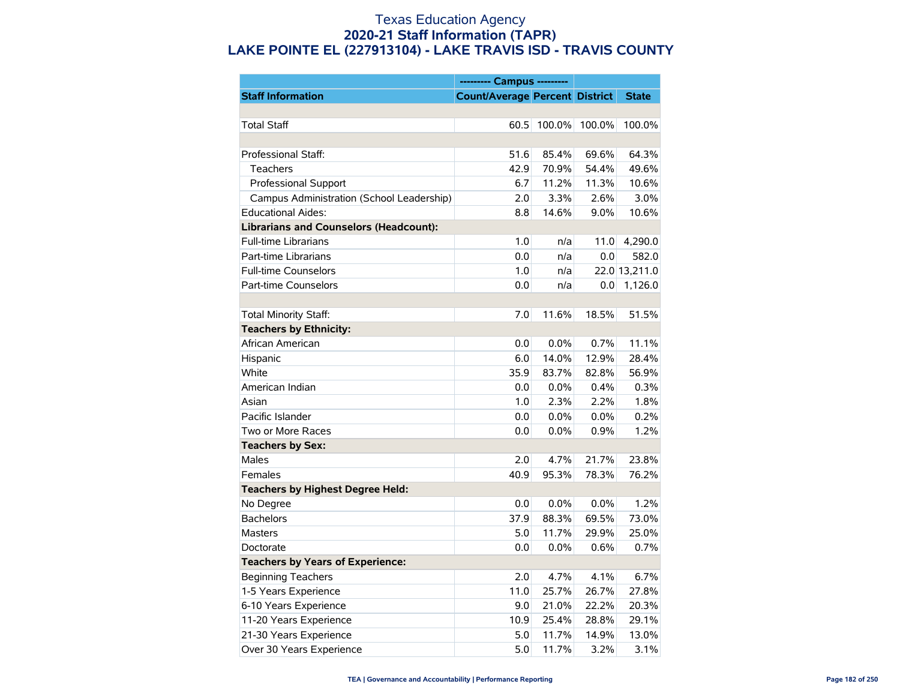# Texas Education Agency

## 2020-21 Staff Information (TAPR)

## LAKE POINTE EL (227913104) - LAKE TRAVIS ISD - TRAVIS COUNTY

| | --------- Campus --------- | | | |
|---|---|---|---|---|
| **Staff Information** | **Count/Average** | **Percent** | **District** | **State** |
| | | | | |
| Total Staff | 60.5 | 100.0% | 100.0% | 100.0% |
| | | | | |
| Professional Staff: | 51.6 | 85.4% | 69.6% | 64.3% |
| Teachers | 42.9 | 70.9% | 54.4% | 49.6% |
| Professional Support | 6.7 | 11.2% | 11.3% | 10.6% |
| Campus Administration (School Leadership) | 2.0 | 3.3% | 2.6% | 3.0% |
| Educational Aides: | 8.8 | 14.6% | 9.0% | 10.6% |
| **Librarians and Counselors (Headcount):** | | | | |
| Full-time Librarians | 1.0 | n/a | 11.0 | 4,290.0 |
| Part-time Librarians | 0.0 | n/a | 0.0 | 582.0 |
| Full-time Counselors | 1.0 | n/a | 22.0 | 13,211.0 |
| Part-time Counselors | 0.0 | n/a | 0.0 | 1,126.0 |
| | | | | |
| Total Minority Staff: | 7.0 | 11.6% | 18.5% | 51.5% |
| **Teachers by Ethnicity:** | | | | |
| African American | 0.0 | 0.0% | 0.7% | 11.1% |
| Hispanic | 6.0 | 14.0% | 12.9% | 28.4% |
| White | 35.9 | 83.7% | 82.8% | 56.9% |
| American Indian | 0.0 | 0.0% | 0.4% | 0.3% |
| Asian | 1.0 | 2.3% | 2.2% | 1.8% |
| Pacific Islander | 0.0 | 0.0% | 0.0% | 0.2% |
| Two or More Races | 0.0 | 0.0% | 0.9% | 1.2% |
| **Teachers by Sex:** | | | | |
| Males | 2.0 | 4.7% | 21.7% | 23.8% |
| Females | 40.9 | 95.3% | 78.3% | 76.2% |
| **Teachers by Highest Degree Held:** | | | | |
| No Degree | 0.0 | 0.0% | 0.0% | 1.2% |
| Bachelors | 37.9 | 88.3% | 69.5% | 73.0% |
| Masters | 5.0 | 11.7% | 29.9% | 25.0% |
| Doctorate | 0.0 | 0.0% | 0.6% | 0.7% |
| **Teachers by Years of Experience:** | | | | |
| Beginning Teachers | 2.0 | 4.7% | 4.1% | 6.7% |
| 1-5 Years Experience | 11.0 | 25.7% | 26.7% | 27.8% |
| 6-10 Years Experience | 9.0 | 21.0% | 22.2% | 20.3% |
| 11-20 Years Experience | 10.9 | 25.4% | 28.8% | 29.1% |
| 21-30 Years Experience | 5.0 | 11.7% | 14.9% | 13.0% |
| Over 30 Years Experience | 5.0 | 11.7% | 3.2% | 3.1% |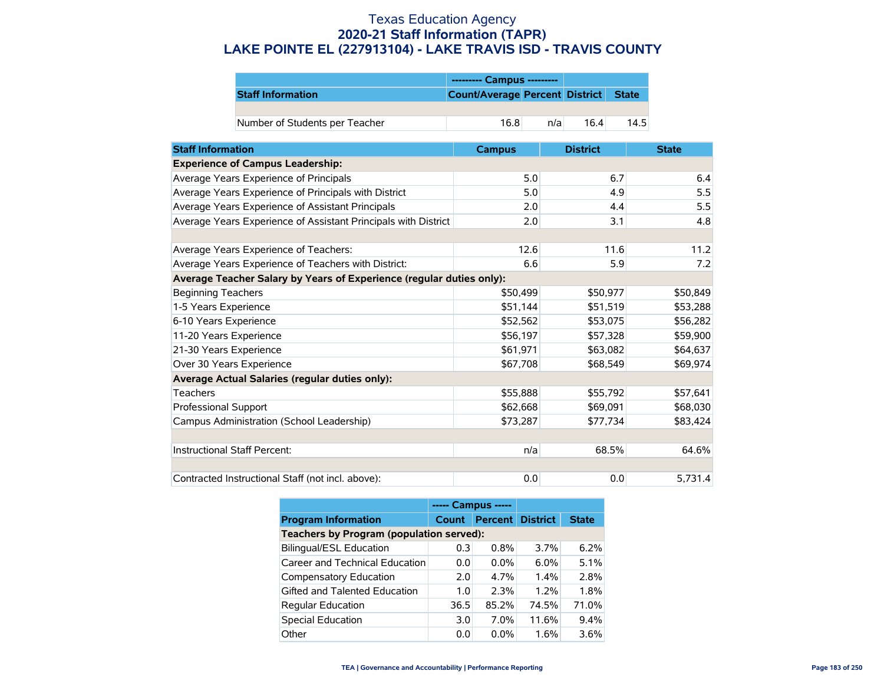# Texas Education Agency
## 2020-21 Staff Information (TAPR)
## LAKE POINTE EL (227913104) - LAKE TRAVIS ISD - TRAVIS COUNTY

| | --------- Campus --------- | | | |
|---|---|---|---|---|
| **Staff Information** | **Count/Average** | **Percent** | **District** | **State** |
| | | | | |
| Number of Students per Teacher | 16.8 | n/a | 16.4 | 14.5 |

| Staff Information | Campus | District | State |
|---|---|---|---|
| **Experience of Campus Leadership:** | | | |
| Average Years Experience of Principals | 5.0 | 6.7 | 6.4 |
| Average Years Experience of Principals with District | 5.0 | 4.9 | 5.5 |
| Average Years Experience of Assistant Principals | 2.0 | 4.4 | 5.5 |
| Average Years Experience of Assistant Principals with District | 2.0 | 3.1 | 4.8 |
| | | | |
| Average Years Experience of Teachers: | 12.6 | 11.6 | 11.2 |
| Average Years Experience of Teachers with District: | 6.6 | 5.9 | 7.2 |
| **Average Teacher Salary by Years of Experience (regular duties only):** | | | |
| Beginning Teachers | $50,499 | $50,977 | $50,849 |
| 1-5 Years Experience | $51,144 | $51,519 | $53,288 |
| 6-10 Years Experience | $52,562 | $53,075 | $56,282 |
| 11-20 Years Experience | $56,197 | $57,328 | $59,900 |
| 21-30 Years Experience | $61,971 | $63,082 | $64,637 |
| Over 30 Years Experience | $67,708 | $68,549 | $69,974 |
| **Average Actual Salaries (regular duties only):** | | | |
| Teachers | $55,888 | $55,792 | $57,641 |
| Professional Support | $62,668 | $69,091 | $68,030 |
| Campus Administration (School Leadership) | $73,287 | $77,734 | $83,424 |
| | | | |
| Instructional Staff Percent: | n/a | 68.5% | 64.6% |
| | | | |
| Contracted Instructional Staff (not incl. above): | 0.0 | 0.0 | 5,731.4 |

| | ----- Campus ----- | | | |
|---|---|---|---|---|
| **Program Information** | **Count** | **Percent** | **District** | **State** |
| **Teachers by Program (population served):** | | | | |
| Bilingual/ESL Education | 0.3 | 0.8% | 3.7% | 6.2% |
| Career and Technical Education | 0.0 | 0.0% | 6.0% | 5.1% |
| Compensatory Education | 2.0 | 4.7% | 1.4% | 2.8% |
| Gifted and Talented Education | 1.0 | 2.3% | 1.2% | 1.8% |
| Regular Education | 36.5 | 85.2% | 74.5% | 71.0% |
| Special Education | 3.0 | 7.0% | 11.6% | 9.4% |
| Other | 0.0 | 0.0% | 1.6% | 3.6% |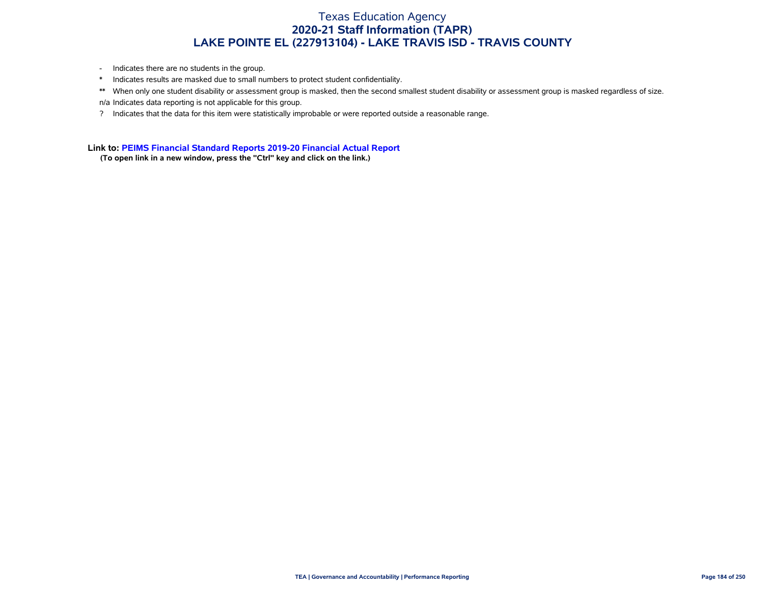-	Indicates there are no students in the group.
*	Indicates results are masked due to small numbers to protect student confidentiality.
**	When only one student disability or assessment group is masked, then the second smallest student disability or assessment group is masked regardless of size.
n/a	Indicates data reporting is not applicable for this group.
?	Indicates that the data for this item were statistically improbable or were reported outside a reasonable range.

**Link to: PEIMS Financial Standard Reports 2019-20 Financial Actual Report**
**(To open link in a new window, press the "Ctrl" key and click on the link.)**